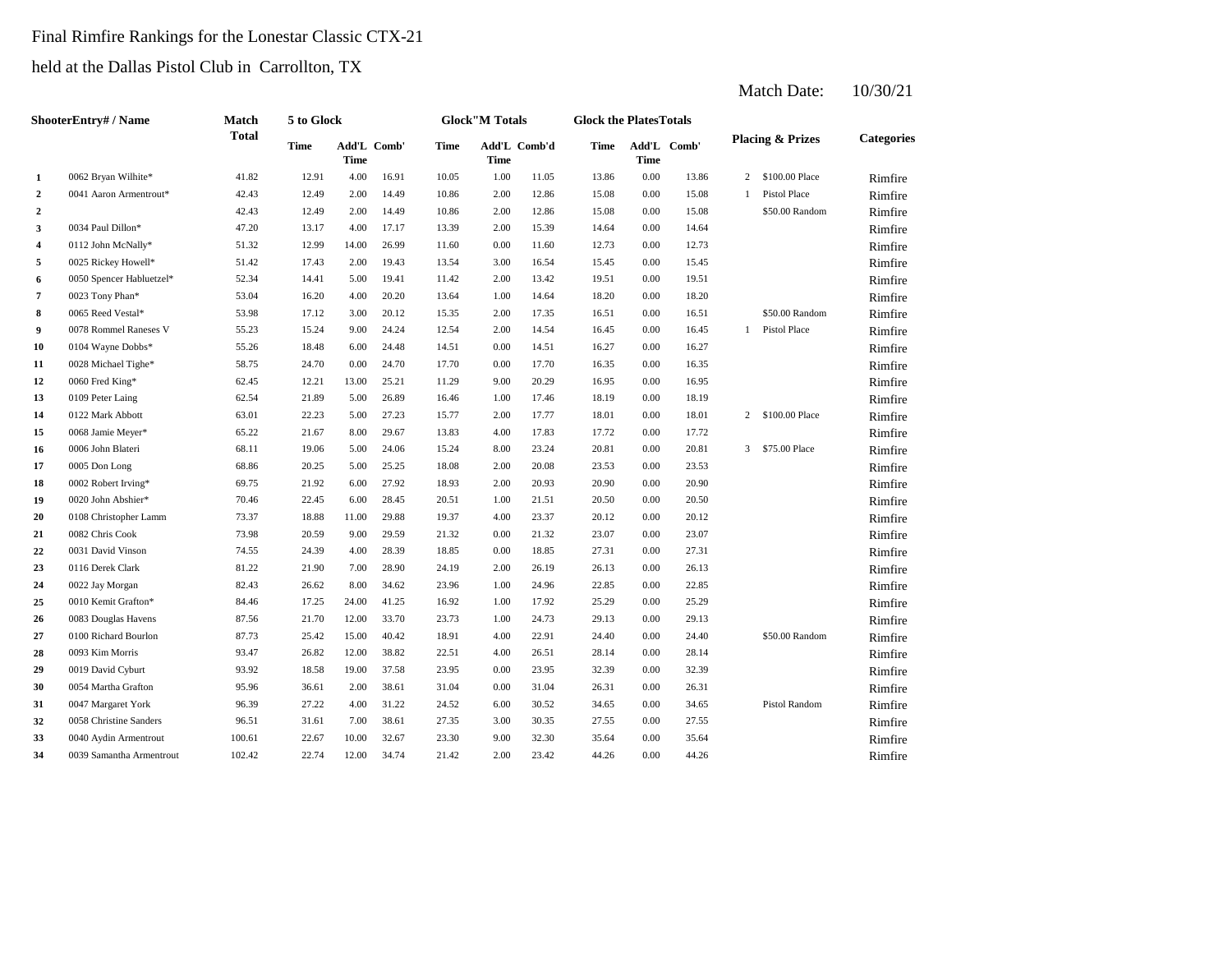Final Rimfire Rankings for the Lonestar Classic CTX-21

held at the Dallas Pistol Club in Carrollton, TX

Match Date: 10/30/21

| | ShooterEntry# / Name | Match Total | 5 to Glock | | | Glock"M Totals | | | Glock the Plates Totals | | | Placing & Prizes | | Categories |
|---|---|---|---|---|---|---|---|---|---|---|---|---|---|---|
| | | | Time | Add'L Time | Comb' | Time | Add'L Time | Comb'd | Time | Add'L Time | Comb' | | | |
| 1 | 0062 Bryan Wilhite* | 41.82 | 12.91 | 4.00 | 16.91 | 10.05 | 1.00 | 11.05 | 13.86 | 0.00 | 13.86 | 2 | $100.00 Place | Rimfire |
| 2 | 0041 Aaron Armentrout* | 42.43 | 12.49 | 2.00 | 14.49 | 10.86 | 2.00 | 12.86 | 15.08 | 0.00 | 15.08 | 1 | Pistol Place | Rimfire |
| 2 | | 42.43 | 12.49 | 2.00 | 14.49 | 10.86 | 2.00 | 12.86 | 15.08 | 0.00 | 15.08 | | $50.00 Random | Rimfire |
| 3 | 0034 Paul Dillon* | 47.20 | 13.17 | 4.00 | 17.17 | 13.39 | 2.00 | 15.39 | 14.64 | 0.00 | 14.64 | | | Rimfire |
| 4 | 0112 John McNally* | 51.32 | 12.99 | 14.00 | 26.99 | 11.60 | 0.00 | 11.60 | 12.73 | 0.00 | 12.73 | | | Rimfire |
| 5 | 0025 Rickey Howell* | 51.42 | 17.43 | 2.00 | 19.43 | 13.54 | 3.00 | 16.54 | 15.45 | 0.00 | 15.45 | | | Rimfire |
| 6 | 0050 Spencer Habluetzel* | 52.34 | 14.41 | 5.00 | 19.41 | 11.42 | 2.00 | 13.42 | 19.51 | 0.00 | 19.51 | | | Rimfire |
| 7 | 0023 Tony Phan* | 53.04 | 16.20 | 4.00 | 20.20 | 13.64 | 1.00 | 14.64 | 18.20 | 0.00 | 18.20 | | | Rimfire |
| 8 | 0065 Reed Vestal* | 53.98 | 17.12 | 3.00 | 20.12 | 15.35 | 2.00 | 17.35 | 16.51 | 0.00 | 16.51 | | $50.00 Random | Rimfire |
| 9 | 0078 Rommel Raneses V | 55.23 | 15.24 | 9.00 | 24.24 | 12.54 | 2.00 | 14.54 | 16.45 | 0.00 | 16.45 | 1 | Pistol Place | Rimfire |
| 10 | 0104 Wayne Dobbs* | 55.26 | 18.48 | 6.00 | 24.48 | 14.51 | 0.00 | 14.51 | 16.27 | 0.00 | 16.27 | | | Rimfire |
| 11 | 0028 Michael Tighe* | 58.75 | 24.70 | 0.00 | 24.70 | 17.70 | 0.00 | 17.70 | 16.35 | 0.00 | 16.35 | | | Rimfire |
| 12 | 0060 Fred King* | 62.45 | 12.21 | 13.00 | 25.21 | 11.29 | 9.00 | 20.29 | 16.95 | 0.00 | 16.95 | | | Rimfire |
| 13 | 0109 Peter Laing | 62.54 | 21.89 | 5.00 | 26.89 | 16.46 | 1.00 | 17.46 | 18.19 | 0.00 | 18.19 | | | Rimfire |
| 14 | 0122 Mark Abbott | 63.01 | 22.23 | 5.00 | 27.23 | 15.77 | 2.00 | 17.77 | 18.01 | 0.00 | 18.01 | 2 | $100.00 Place | Rimfire |
| 15 | 0068 Jamie Meyer* | 65.22 | 21.67 | 8.00 | 29.67 | 13.83 | 4.00 | 17.83 | 17.72 | 0.00 | 17.72 | | | Rimfire |
| 16 | 0006 John Blateri | 68.11 | 19.06 | 5.00 | 24.06 | 15.24 | 8.00 | 23.24 | 20.81 | 0.00 | 20.81 | 3 | $75.00 Place | Rimfire |
| 17 | 0005 Don Long | 68.86 | 20.25 | 5.00 | 25.25 | 18.08 | 2.00 | 20.08 | 23.53 | 0.00 | 23.53 | | | Rimfire |
| 18 | 0002 Robert Irving* | 69.75 | 21.92 | 6.00 | 27.92 | 18.93 | 2.00 | 20.93 | 20.90 | 0.00 | 20.90 | | | Rimfire |
| 19 | 0020 John Abshier* | 70.46 | 22.45 | 6.00 | 28.45 | 20.51 | 1.00 | 21.51 | 20.50 | 0.00 | 20.50 | | | Rimfire |
| 20 | 0108 Christopher Lamm | 73.37 | 18.88 | 11.00 | 29.88 | 19.37 | 4.00 | 23.37 | 20.12 | 0.00 | 20.12 | | | Rimfire |
| 21 | 0082 Chris Cook | 73.98 | 20.59 | 9.00 | 29.59 | 21.32 | 0.00 | 21.32 | 23.07 | 0.00 | 23.07 | | | Rimfire |
| 22 | 0031 David Vinson | 74.55 | 24.39 | 4.00 | 28.39 | 18.85 | 0.00 | 18.85 | 27.31 | 0.00 | 27.31 | | | Rimfire |
| 23 | 0116 Derek Clark | 81.22 | 21.90 | 7.00 | 28.90 | 24.19 | 2.00 | 26.19 | 26.13 | 0.00 | 26.13 | | | Rimfire |
| 24 | 0022 Jay Morgan | 82.43 | 26.62 | 8.00 | 34.62 | 23.96 | 1.00 | 24.96 | 22.85 | 0.00 | 22.85 | | | Rimfire |
| 25 | 0010 Kemit Grafton* | 84.46 | 17.25 | 24.00 | 41.25 | 16.92 | 1.00 | 17.92 | 25.29 | 0.00 | 25.29 | | | Rimfire |
| 26 | 0083 Douglas Havens | 87.56 | 21.70 | 12.00 | 33.70 | 23.73 | 1.00 | 24.73 | 29.13 | 0.00 | 29.13 | | | Rimfire |
| 27 | 0100 Richard Bourlon | 87.73 | 25.42 | 15.00 | 40.42 | 18.91 | 4.00 | 22.91 | 24.40 | 0.00 | 24.40 | | $50.00 Random | Rimfire |
| 28 | 0093 Kim Morris | 93.47 | 26.82 | 12.00 | 38.82 | 22.51 | 4.00 | 26.51 | 28.14 | 0.00 | 28.14 | | | Rimfire |
| 29 | 0019 David Cyburt | 93.92 | 18.58 | 19.00 | 37.58 | 23.95 | 0.00 | 23.95 | 32.39 | 0.00 | 32.39 | | | Rimfire |
| 30 | 0054 Martha Grafton | 95.96 | 36.61 | 2.00 | 38.61 | 31.04 | 0.00 | 31.04 | 26.31 | 0.00 | 26.31 | | | Rimfire |
| 31 | 0047 Margaret York | 96.39 | 27.22 | 4.00 | 31.22 | 24.52 | 6.00 | 30.52 | 34.65 | 0.00 | 34.65 | | Pistol Random | Rimfire |
| 32 | 0058 Christine Sanders | 96.51 | 31.61 | 7.00 | 38.61 | 27.35 | 3.00 | 30.35 | 27.55 | 0.00 | 27.55 | | | Rimfire |
| 33 | 0040 Aydin Armentrout | 100.61 | 22.67 | 10.00 | 32.67 | 23.30 | 9.00 | 32.30 | 35.64 | 0.00 | 35.64 | | | Rimfire |
| 34 | 0039 Samantha Armentrout | 102.42 | 22.74 | 12.00 | 34.74 | 21.42 | 2.00 | 23.42 | 44.26 | 0.00 | 44.26 | | | Rimfire |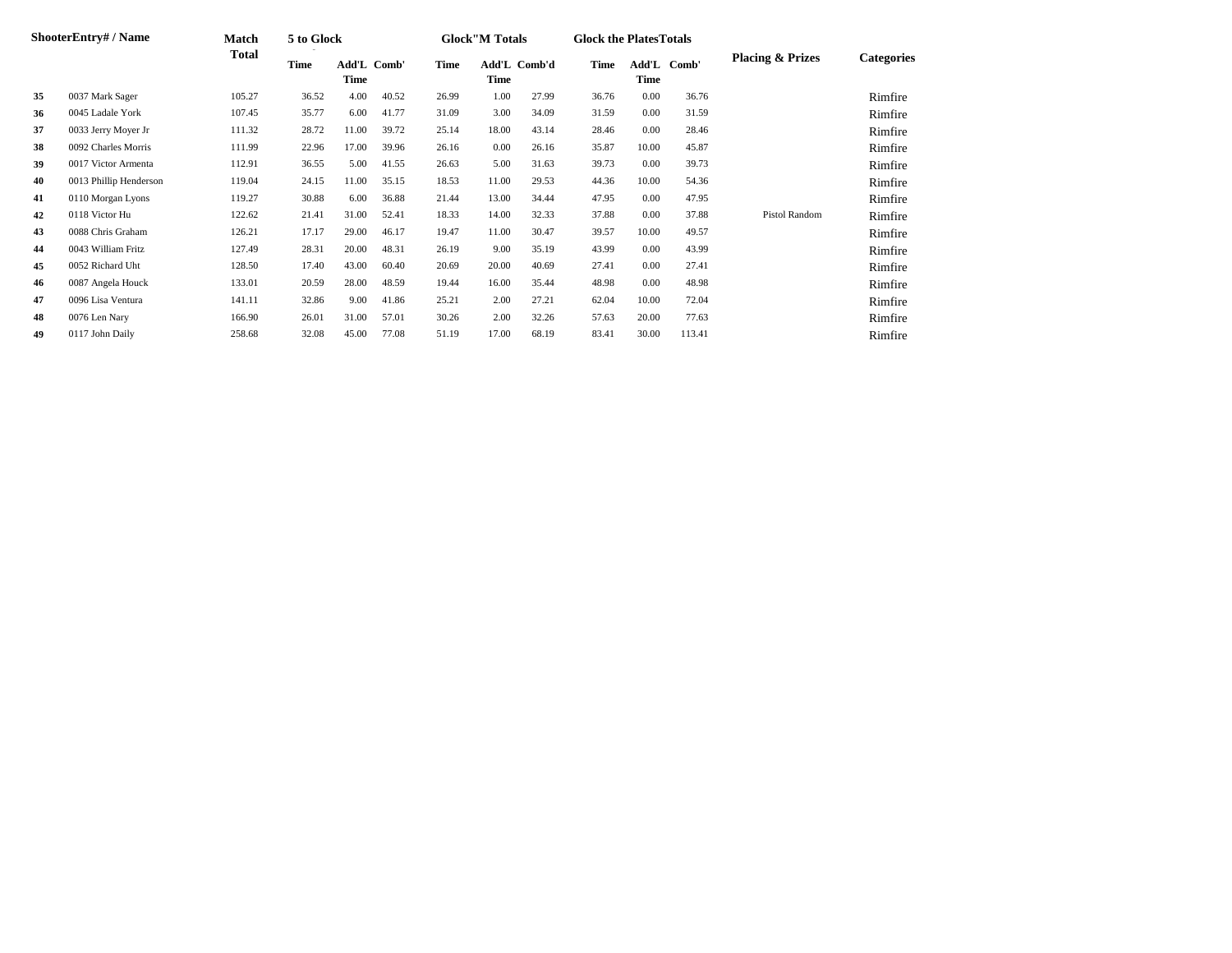| Shooter | Entry# / Name | Match Total | 5 to Glock | | | Glock"M Totals | | | Glock the Plates Totals | | | Placing & Prizes | Categories |
|---|---|---|---|---|---|---|---|---|---|---|---|---|---|
| | | | Time | Add'L Time | Comb' | Time | Add'L Time | Comb'd | Time | Add'L Time | Comb' | | |
| 35 | 0037 Mark Sager | 105.27 | 36.52 | 4.00 | 40.52 | 26.99 | 1.00 | 27.99 | 36.76 | 0.00 | 36.76 | | Rimfire |
| 36 | 0045 Ladale York | 107.45 | 35.77 | 6.00 | 41.77 | 31.09 | 3.00 | 34.09 | 31.59 | 0.00 | 31.59 | | Rimfire |
| 37 | 0033 Jerry Moyer Jr | 111.32 | 28.72 | 11.00 | 39.72 | 25.14 | 18.00 | 43.14 | 28.46 | 0.00 | 28.46 | | Rimfire |
| 38 | 0092 Charles Morris | 111.99 | 22.96 | 17.00 | 39.96 | 26.16 | 0.00 | 26.16 | 35.87 | 10.00 | 45.87 | | Rimfire |
| 39 | 0017 Victor Armenta | 112.91 | 36.55 | 5.00 | 41.55 | 26.63 | 5.00 | 31.63 | 39.73 | 0.00 | 39.73 | | Rimfire |
| 40 | 0013 Phillip Henderson | 119.04 | 24.15 | 11.00 | 35.15 | 18.53 | 11.00 | 29.53 | 44.36 | 10.00 | 54.36 | | Rimfire |
| 41 | 0110 Morgan Lyons | 119.27 | 30.88 | 6.00 | 36.88 | 21.44 | 13.00 | 34.44 | 47.95 | 0.00 | 47.95 | | Rimfire |
| 42 | 0118 Victor Hu | 122.62 | 21.41 | 31.00 | 52.41 | 18.33 | 14.00 | 32.33 | 37.88 | 0.00 | 37.88 | Pistol Random | Rimfire |
| 43 | 0088 Chris Graham | 126.21 | 17.17 | 29.00 | 46.17 | 19.47 | 11.00 | 30.47 | 39.57 | 10.00 | 49.57 | | Rimfire |
| 44 | 0043 William Fritz | 127.49 | 28.31 | 20.00 | 48.31 | 26.19 | 9.00 | 35.19 | 43.99 | 0.00 | 43.99 | | Rimfire |
| 45 | 0052 Richard Uht | 128.50 | 17.40 | 43.00 | 60.40 | 20.69 | 20.00 | 40.69 | 27.41 | 0.00 | 27.41 | | Rimfire |
| 46 | 0087 Angela Houck | 133.01 | 20.59 | 28.00 | 48.59 | 19.44 | 16.00 | 35.44 | 48.98 | 0.00 | 48.98 | | Rimfire |
| 47 | 0096 Lisa Ventura | 141.11 | 32.86 | 9.00 | 41.86 | 25.21 | 2.00 | 27.21 | 62.04 | 10.00 | 72.04 | | Rimfire |
| 48 | 0076 Len Nary | 166.90 | 26.01 | 31.00 | 57.01 | 30.26 | 2.00 | 32.26 | 57.63 | 20.00 | 77.63 | | Rimfire |
| 49 | 0117 John Daily | 258.68 | 32.08 | 45.00 | 77.08 | 51.19 | 17.00 | 68.19 | 83.41 | 30.00 | 113.41 | | Rimfire |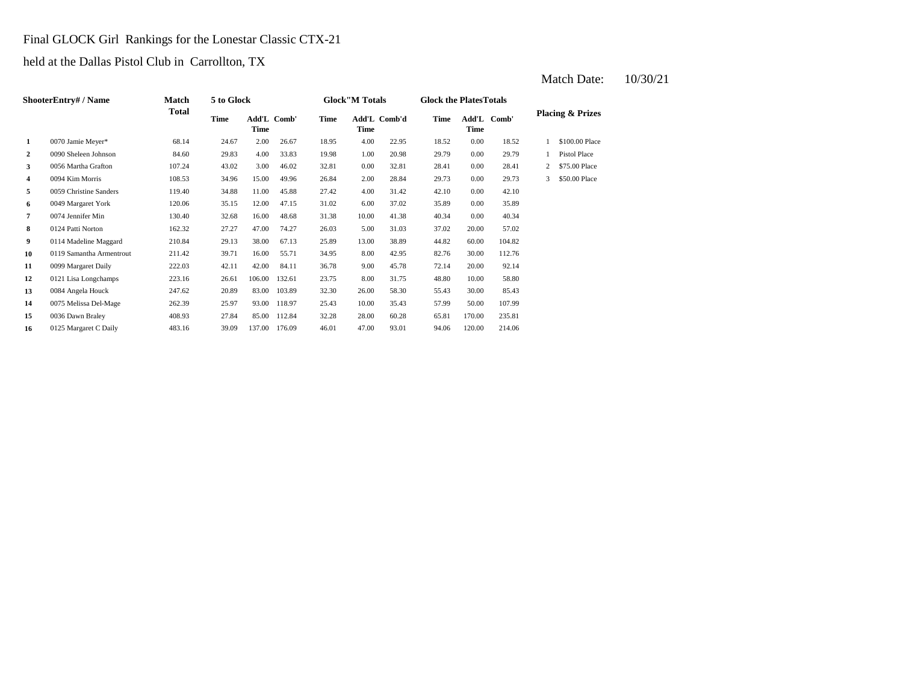Final GLOCK Girl Rankings for the Lonestar Classic CTX-21

held at the Dallas Pistol Club in Carrollton, TX

Match Date: 10/30/21

| Shooter | Entry# / Name | Match Total | 5 to Glock | | | Glock"M Totals | | | Glock the Plates Totals | | | Placing & Prizes | |
|---|---|---|---|---|---|---|---|---|---|---|---|---|---|
| | | | Time | Add'L Time | Comb' | Time | Add'L Time | Comb'd | Time | Add'L Time | Comb' | | |
| 1 | 0070 Jamie Meyer* | 68.14 | 24.67 | 2.00 | 26.67 | 18.95 | 4.00 | 22.95 | 18.52 | 0.00 | 18.52 | 1 | $100.00 Place |
| 2 | 0090 Sheleen Johnson | 84.60 | 29.83 | 4.00 | 33.83 | 19.98 | 1.00 | 20.98 | 29.79 | 0.00 | 29.79 | 1 | Pistol Place |
| 3 | 0056 Martha Grafton | 107.24 | 43.02 | 3.00 | 46.02 | 32.81 | 0.00 | 32.81 | 28.41 | 0.00 | 28.41 | 2 | $75.00 Place |
| 4 | 0094 Kim Morris | 108.53 | 34.96 | 15.00 | 49.96 | 26.84 | 2.00 | 28.84 | 29.73 | 0.00 | 29.73 | 3 | $50.00 Place |
| 5 | 0059 Christine Sanders | 119.40 | 34.88 | 11.00 | 45.88 | 27.42 | 4.00 | 31.42 | 42.10 | 0.00 | 42.10 | | |
| 6 | 0049 Margaret York | 120.06 | 35.15 | 12.00 | 47.15 | 31.02 | 6.00 | 37.02 | 35.89 | 0.00 | 35.89 | | |
| 7 | 0074 Jennifer Min | 130.40 | 32.68 | 16.00 | 48.68 | 31.38 | 10.00 | 41.38 | 40.34 | 0.00 | 40.34 | | |
| 8 | 0124 Patti Norton | 162.32 | 27.27 | 47.00 | 74.27 | 26.03 | 5.00 | 31.03 | 37.02 | 20.00 | 57.02 | | |
| 9 | 0114 Madeline Maggard | 210.84 | 29.13 | 38.00 | 67.13 | 25.89 | 13.00 | 38.89 | 44.82 | 60.00 | 104.82 | | |
| 10 | 0119 Samantha Armentrout | 211.42 | 39.71 | 16.00 | 55.71 | 34.95 | 8.00 | 42.95 | 82.76 | 30.00 | 112.76 | | |
| 11 | 0099 Margaret Daily | 222.03 | 42.11 | 42.00 | 84.11 | 36.78 | 9.00 | 45.78 | 72.14 | 20.00 | 92.14 | | |
| 12 | 0121 Lisa Longchamps | 223.16 | 26.61 | 106.00 | 132.61 | 23.75 | 8.00 | 31.75 | 48.80 | 10.00 | 58.80 | | |
| 13 | 0084 Angela Houck | 247.62 | 20.89 | 83.00 | 103.89 | 32.30 | 26.00 | 58.30 | 55.43 | 30.00 | 85.43 | | |
| 14 | 0075 Melissa Del-Mage | 262.39 | 25.97 | 93.00 | 118.97 | 25.43 | 10.00 | 35.43 | 57.99 | 50.00 | 107.99 | | |
| 15 | 0036 Dawn Braley | 408.93 | 27.84 | 85.00 | 112.84 | 32.28 | 28.00 | 60.28 | 65.81 | 170.00 | 235.81 | | |
| 16 | 0125 Margaret C Daily | 483.16 | 39.09 | 137.00 | 176.09 | 46.01 | 47.00 | 93.01 | 94.06 | 120.00 | 214.06 | | |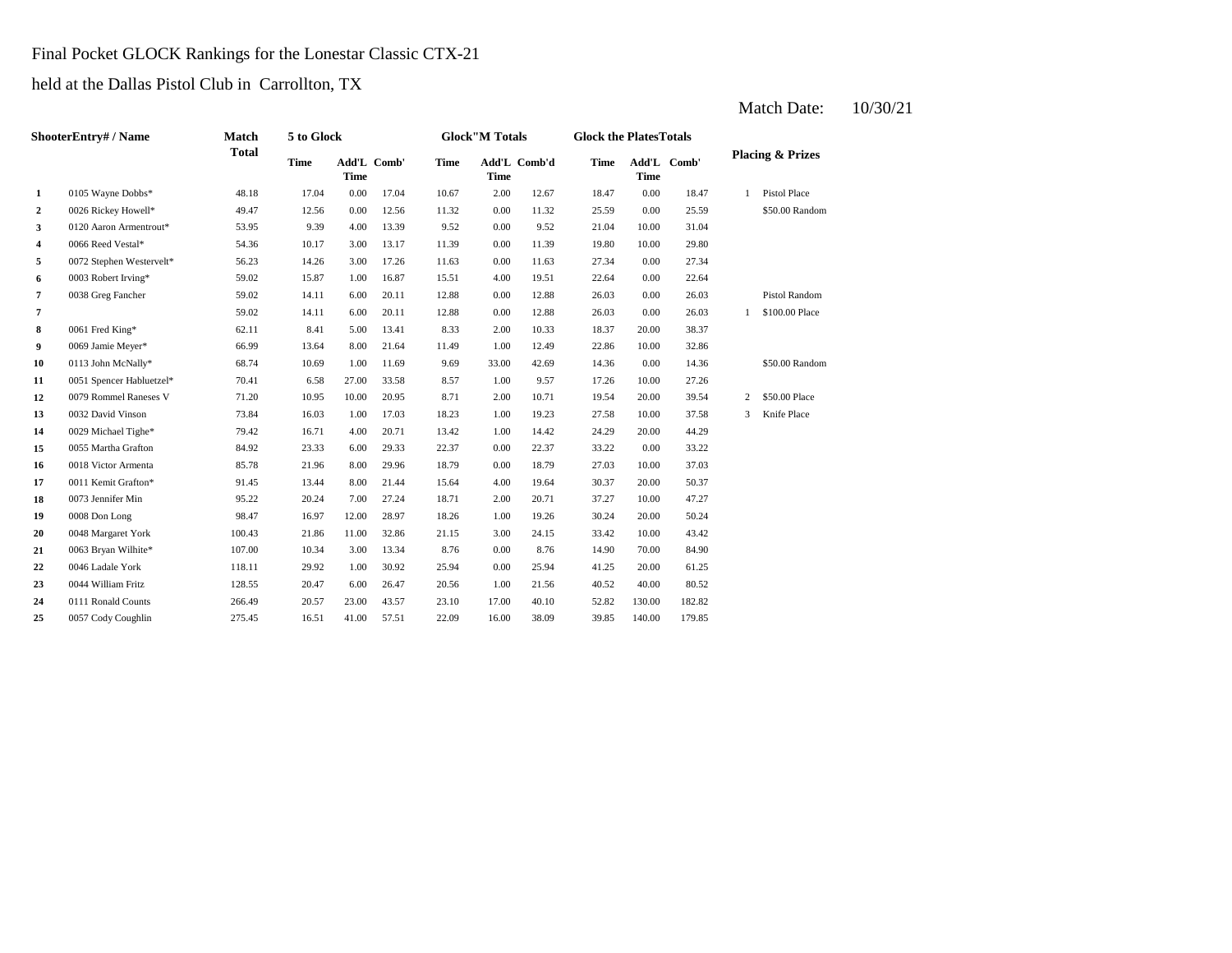Final Pocket GLOCK Rankings for the Lonestar Classic CTX-21

held at the Dallas Pistol Club in Carrollton, TX

Match Date: 10/30/21

| ShooterEntry# / Name | | Match Total | 5 to Glock | | | Glock"M Totals | | | Glock the PlatesTotals | | | Placing & Prizes | |
|---|---|---|---|---|---|---|---|---|---|---|---|---|---|
| | | | Time | Add'L Time | Comb' | Time | Add'L Time | Comb'd | Time | Add'L Time | Comb' | | |
| 1 | 0105 Wayne Dobbs* | 48.18 | 17.04 | 0.00 | 17.04 | 10.67 | 2.00 | 12.67 | 18.47 | 0.00 | 18.47 | 1 | Pistol Place |
| 2 | 0026 Rickey Howell* | 49.47 | 12.56 | 0.00 | 12.56 | 11.32 | 0.00 | 11.32 | 25.59 | 0.00 | 25.59 | | $50.00 Random |
| 3 | 0120 Aaron Armentrout* | 53.95 | 9.39 | 4.00 | 13.39 | 9.52 | 0.00 | 9.52 | 21.04 | 10.00 | 31.04 | | |
| 4 | 0066 Reed Vestal* | 54.36 | 10.17 | 3.00 | 13.17 | 11.39 | 0.00 | 11.39 | 19.80 | 10.00 | 29.80 | | |
| 5 | 0072 Stephen Westervelt* | 56.23 | 14.26 | 3.00 | 17.26 | 11.63 | 0.00 | 11.63 | 27.34 | 0.00 | 27.34 | | |
| 6 | 0003 Robert Irving* | 59.02 | 15.87 | 1.00 | 16.87 | 15.51 | 4.00 | 19.51 | 22.64 | 0.00 | 22.64 | | |
| 7 | 0038 Greg Fancher | 59.02 | 14.11 | 6.00 | 20.11 | 12.88 | 0.00 | 12.88 | 26.03 | 0.00 | 26.03 | | Pistol Random |
| 7 | | 59.02 | 14.11 | 6.00 | 20.11 | 12.88 | 0.00 | 12.88 | 26.03 | 0.00 | 26.03 | 1 | $100.00 Place |
| 8 | 0061 Fred King* | 62.11 | 8.41 | 5.00 | 13.41 | 8.33 | 2.00 | 10.33 | 18.37 | 20.00 | 38.37 | | |
| 9 | 0069 Jamie Meyer* | 66.99 | 13.64 | 8.00 | 21.64 | 11.49 | 1.00 | 12.49 | 22.86 | 10.00 | 32.86 | | |
| 10 | 0113 John McNally* | 68.74 | 10.69 | 1.00 | 11.69 | 9.69 | 33.00 | 42.69 | 14.36 | 0.00 | 14.36 | | $50.00 Random |
| 11 | 0051 Spencer Habluetzel* | 70.41 | 6.58 | 27.00 | 33.58 | 8.57 | 1.00 | 9.57 | 17.26 | 10.00 | 27.26 | | |
| 12 | 0079 Rommel Raneses V | 71.20 | 10.95 | 10.00 | 20.95 | 8.71 | 2.00 | 10.71 | 19.54 | 20.00 | 39.54 | 2 | $50.00 Place |
| 13 | 0032 David Vinson | 73.84 | 16.03 | 1.00 | 17.03 | 18.23 | 1.00 | 19.23 | 27.58 | 10.00 | 37.58 | 3 | Knife Place |
| 14 | 0029 Michael Tighe* | 79.42 | 16.71 | 4.00 | 20.71 | 13.42 | 1.00 | 14.42 | 24.29 | 20.00 | 44.29 | | |
| 15 | 0055 Martha Grafton | 84.92 | 23.33 | 6.00 | 29.33 | 22.37 | 0.00 | 22.37 | 33.22 | 0.00 | 33.22 | | |
| 16 | 0018 Victor Armenta | 85.78 | 21.96 | 8.00 | 29.96 | 18.79 | 0.00 | 18.79 | 27.03 | 10.00 | 37.03 | | |
| 17 | 0011 Kemit Grafton* | 91.45 | 13.44 | 8.00 | 21.44 | 15.64 | 4.00 | 19.64 | 30.37 | 20.00 | 50.37 | | |
| 18 | 0073 Jennifer Min | 95.22 | 20.24 | 7.00 | 27.24 | 18.71 | 2.00 | 20.71 | 37.27 | 10.00 | 47.27 | | |
| 19 | 0008 Don Long | 98.47 | 16.97 | 12.00 | 28.97 | 18.26 | 1.00 | 19.26 | 30.24 | 20.00 | 50.24 | | |
| 20 | 0048 Margaret York | 100.43 | 21.86 | 11.00 | 32.86 | 21.15 | 3.00 | 24.15 | 33.42 | 10.00 | 43.42 | | |
| 21 | 0063 Bryan Wilhite* | 107.00 | 10.34 | 3.00 | 13.34 | 8.76 | 0.00 | 8.76 | 14.90 | 70.00 | 84.90 | | |
| 22 | 0046 Ladale York | 118.11 | 29.92 | 1.00 | 30.92 | 25.94 | 0.00 | 25.94 | 41.25 | 20.00 | 61.25 | | |
| 23 | 0044 William Fritz | 128.55 | 20.47 | 6.00 | 26.47 | 20.56 | 1.00 | 21.56 | 40.52 | 40.00 | 80.52 | | |
| 24 | 0111 Ronald Counts | 266.49 | 20.57 | 23.00 | 43.57 | 23.10 | 17.00 | 40.10 | 52.82 | 130.00 | 182.82 | | |
| 25 | 0057 Cody Coughlin | 275.45 | 16.51 | 41.00 | 57.51 | 22.09 | 16.00 | 38.09 | 39.85 | 140.00 | 179.85 | | |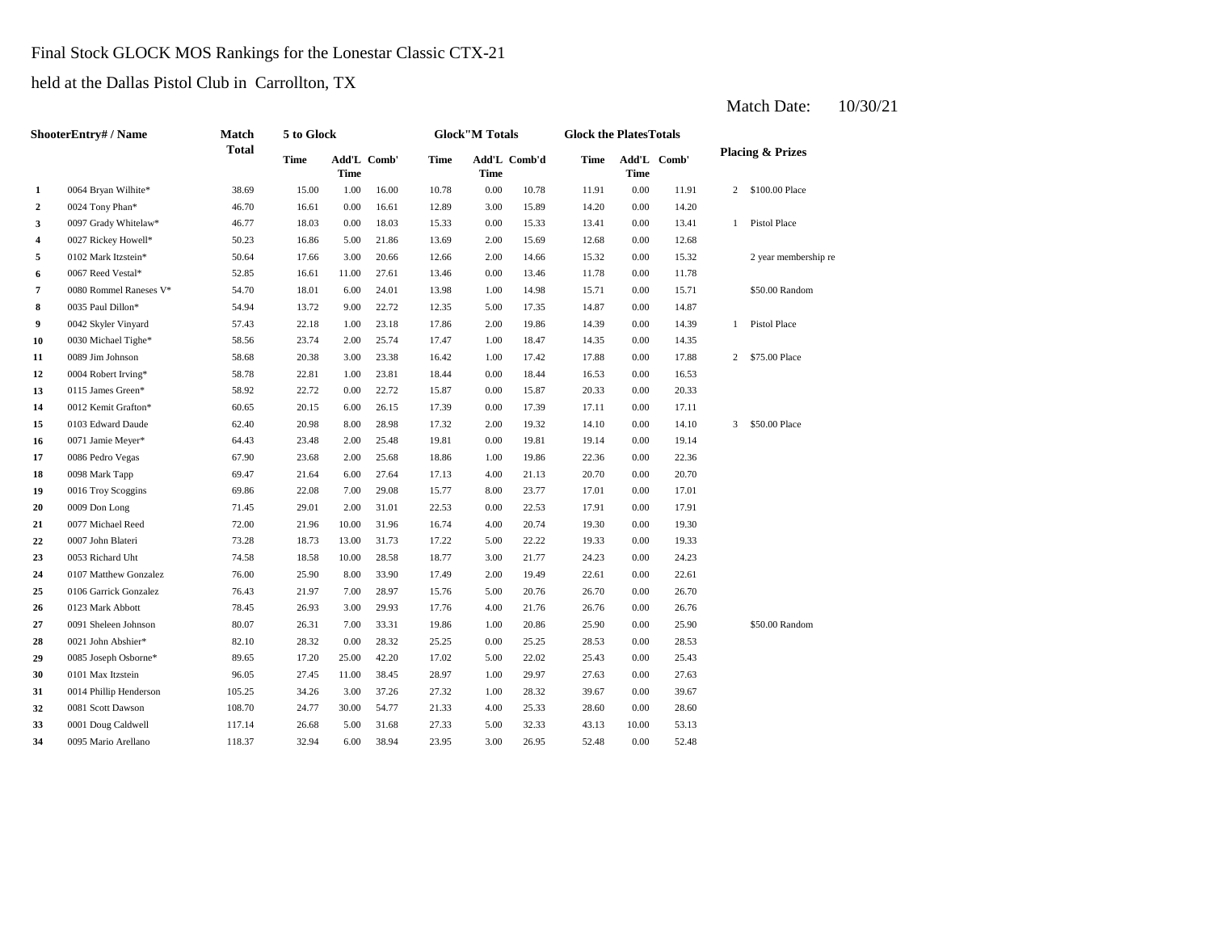Final Stock GLOCK MOS Rankings for the Lonestar Classic CTX-21

held at the Dallas Pistol Club in Carrollton, TX

Match Date: 10/30/21

| | ShooterEntry# / Name | Match Total | 5 to Glock | | | Glock"M Totals | | | Glock the PlatesTotals | | | Placing & Prizes | |
|---|---|---|---|---|---|---|---|---|---|---|---|---|---|
| | | | Time | Add'L Time | Comb' | Time | Add'L Time | Comb'd | Time | Add'L Time | Comb' | | |
| 1 | 0064 Bryan Wilhite* | 38.69 | 15.00 | 1.00 | 16.00 | 10.78 | 0.00 | 10.78 | 11.91 | 0.00 | 11.91 | 2 | $100.00 Place |
| 2 | 0024 Tony Phan* | 46.70 | 16.61 | 0.00 | 16.61 | 12.89 | 3.00 | 15.89 | 14.20 | 0.00 | 14.20 | | |
| 3 | 0097 Grady Whitelaw* | 46.77 | 18.03 | 0.00 | 18.03 | 15.33 | 0.00 | 15.33 | 13.41 | 0.00 | 13.41 | 1 | Pistol Place |
| 4 | 0027 Rickey Howell* | 50.23 | 16.86 | 5.00 | 21.86 | 13.69 | 2.00 | 15.69 | 12.68 | 0.00 | 12.68 | | |
| 5 | 0102 Mark Itzstein* | 50.64 | 17.66 | 3.00 | 20.66 | 12.66 | 2.00 | 14.66 | 15.32 | 0.00 | 15.32 | | 2 year membership re |
| 6 | 0067 Reed Vestal* | 52.85 | 16.61 | 11.00 | 27.61 | 13.46 | 0.00 | 13.46 | 11.78 | 0.00 | 11.78 | | |
| 7 | 0080 Rommel Raneses V* | 54.70 | 18.01 | 6.00 | 24.01 | 13.98 | 1.00 | 14.98 | 15.71 | 0.00 | 15.71 | | $50.00 Random |
| 8 | 0035 Paul Dillon* | 54.94 | 13.72 | 9.00 | 22.72 | 12.35 | 5.00 | 17.35 | 14.87 | 0.00 | 14.87 | | |
| 9 | 0042 Skyler Vinyard | 57.43 | 22.18 | 1.00 | 23.18 | 17.86 | 2.00 | 19.86 | 14.39 | 0.00 | 14.39 | 1 | Pistol Place |
| 10 | 0030 Michael Tighe* | 58.56 | 23.74 | 2.00 | 25.74 | 17.47 | 1.00 | 18.47 | 14.35 | 0.00 | 14.35 | | |
| 11 | 0089 Jim Johnson | 58.68 | 20.38 | 3.00 | 23.38 | 16.42 | 1.00 | 17.42 | 17.88 | 0.00 | 17.88 | 2 | $75.00 Place |
| 12 | 0004 Robert Irving* | 58.78 | 22.81 | 1.00 | 23.81 | 18.44 | 0.00 | 18.44 | 16.53 | 0.00 | 16.53 | | |
| 13 | 0115 James Green* | 58.92 | 22.72 | 0.00 | 22.72 | 15.87 | 0.00 | 15.87 | 20.33 | 0.00 | 20.33 | | |
| 14 | 0012 Kemit Grafton* | 60.65 | 20.15 | 6.00 | 26.15 | 17.39 | 0.00 | 17.39 | 17.11 | 0.00 | 17.11 | | |
| 15 | 0103 Edward Daude | 62.40 | 20.98 | 8.00 | 28.98 | 17.32 | 2.00 | 19.32 | 14.10 | 0.00 | 14.10 | 3 | $50.00 Place |
| 16 | 0071 Jamie Meyer* | 64.43 | 23.48 | 2.00 | 25.48 | 19.81 | 0.00 | 19.81 | 19.14 | 0.00 | 19.14 | | |
| 17 | 0086 Pedro Vegas | 67.90 | 23.68 | 2.00 | 25.68 | 18.86 | 1.00 | 19.86 | 22.36 | 0.00 | 22.36 | | |
| 18 | 0098 Mark Tapp | 69.47 | 21.64 | 6.00 | 27.64 | 17.13 | 4.00 | 21.13 | 20.70 | 0.00 | 20.70 | | |
| 19 | 0016 Troy Scoggins | 69.86 | 22.08 | 7.00 | 29.08 | 15.77 | 8.00 | 23.77 | 17.01 | 0.00 | 17.01 | | |
| 20 | 0009 Don Long | 71.45 | 29.01 | 2.00 | 31.01 | 22.53 | 0.00 | 22.53 | 17.91 | 0.00 | 17.91 | | |
| 21 | 0077 Michael Reed | 72.00 | 21.96 | 10.00 | 31.96 | 16.74 | 4.00 | 20.74 | 19.30 | 0.00 | 19.30 | | |
| 22 | 0007 John Blateri | 73.28 | 18.73 | 13.00 | 31.73 | 17.22 | 5.00 | 22.22 | 19.33 | 0.00 | 19.33 | | |
| 23 | 0053 Richard Uht | 74.58 | 18.58 | 10.00 | 28.58 | 18.77 | 3.00 | 21.77 | 24.23 | 0.00 | 24.23 | | |
| 24 | 0107 Matthew Gonzalez | 76.00 | 25.90 | 8.00 | 33.90 | 17.49 | 2.00 | 19.49 | 22.61 | 0.00 | 22.61 | | |
| 25 | 0106 Garrick Gonzalez | 76.43 | 21.97 | 7.00 | 28.97 | 15.76 | 5.00 | 20.76 | 26.70 | 0.00 | 26.70 | | |
| 26 | 0123 Mark Abbott | 78.45 | 26.93 | 3.00 | 29.93 | 17.76 | 4.00 | 21.76 | 26.76 | 0.00 | 26.76 | | |
| 27 | 0091 Sheleen Johnson | 80.07 | 26.31 | 7.00 | 33.31 | 19.86 | 1.00 | 20.86 | 25.90 | 0.00 | 25.90 | | $50.00 Random |
| 28 | 0021 John Abshier* | 82.10 | 28.32 | 0.00 | 28.32 | 25.25 | 0.00 | 25.25 | 28.53 | 0.00 | 28.53 | | |
| 29 | 0085 Joseph Osborne* | 89.65 | 17.20 | 25.00 | 42.20 | 17.02 | 5.00 | 22.02 | 25.43 | 0.00 | 25.43 | | |
| 30 | 0101 Max Itzstein | 96.05 | 27.45 | 11.00 | 38.45 | 28.97 | 1.00 | 29.97 | 27.63 | 0.00 | 27.63 | | |
| 31 | 0014 Phillip Henderson | 105.25 | 34.26 | 3.00 | 37.26 | 27.32 | 1.00 | 28.32 | 39.67 | 0.00 | 39.67 | | |
| 32 | 0081 Scott Dawson | 108.70 | 24.77 | 30.00 | 54.77 | 21.33 | 4.00 | 25.33 | 28.60 | 0.00 | 28.60 | | |
| 33 | 0001 Doug Caldwell | 117.14 | 26.68 | 5.00 | 31.68 | 27.33 | 5.00 | 32.33 | 43.13 | 10.00 | 53.13 | | |
| 34 | 0095 Mario Arellano | 118.37 | 32.94 | 6.00 | 38.94 | 23.95 | 3.00 | 26.95 | 52.48 | 0.00 | 52.48 | | |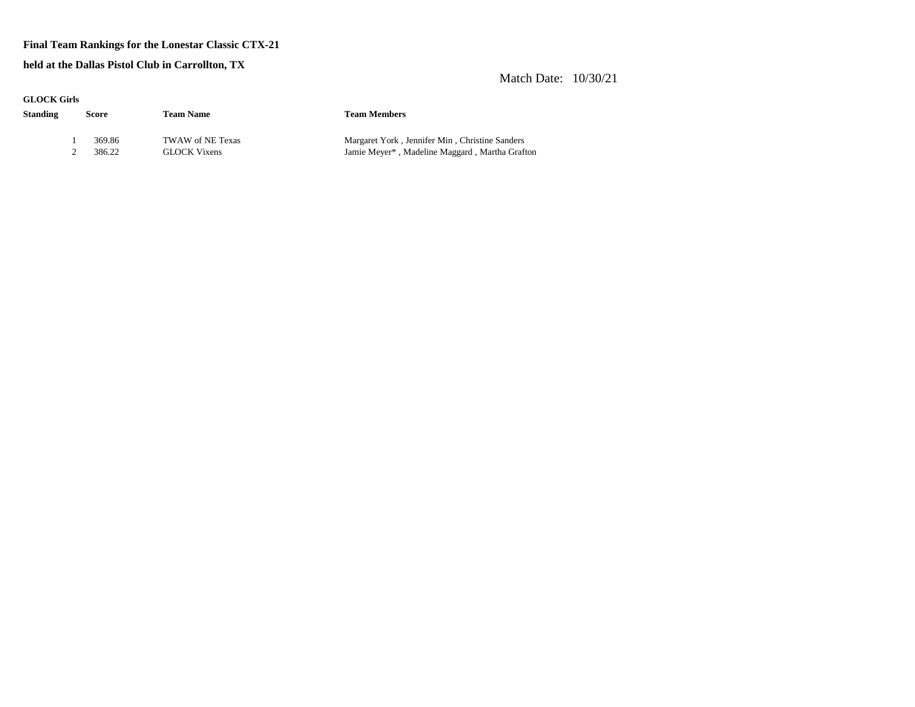**Final Team Rankings for the Lonestar Classic CTX-21**

**held at the Dallas Pistol Club in Carrollton, TX**

Match Date: 10/30/21

**GLOCK Girls**

| Standing | Score | Team Name | Team Members |
|---|---|---|---|
| 1 | 369.86 | TWAW of NE Texas | Margaret York , Jennifer Min , Christine Sanders |
| 2 | 386.22 | GLOCK Vixens | Jamie Meyer* , Madeline Maggard , Martha Grafton |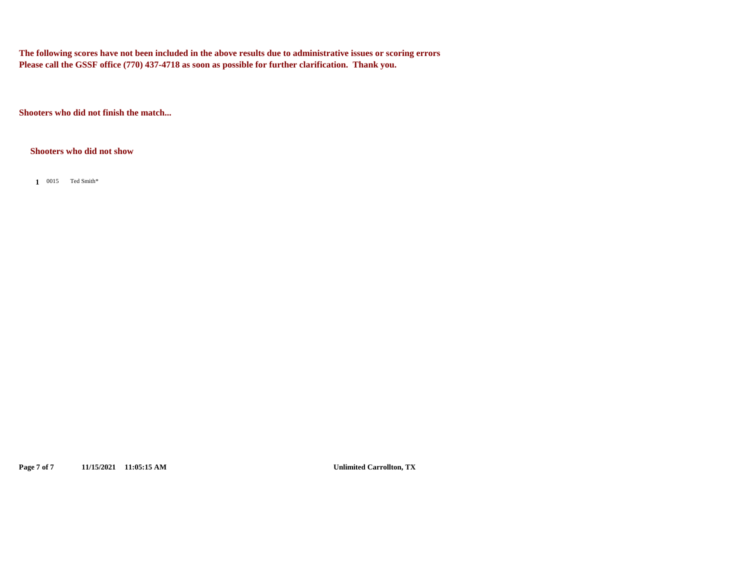**The following scores have not been included in the above results due to administrative issues or scoring errors**
**Please call the GSSF office (770) 437-4718 as soon as possible for further clarification. Thank you.**

**Shooters who did not finish the match...**

**Shooters who did not show**

| | | |
|---|---|---|
| **1** | 0015 | Ted Smith* |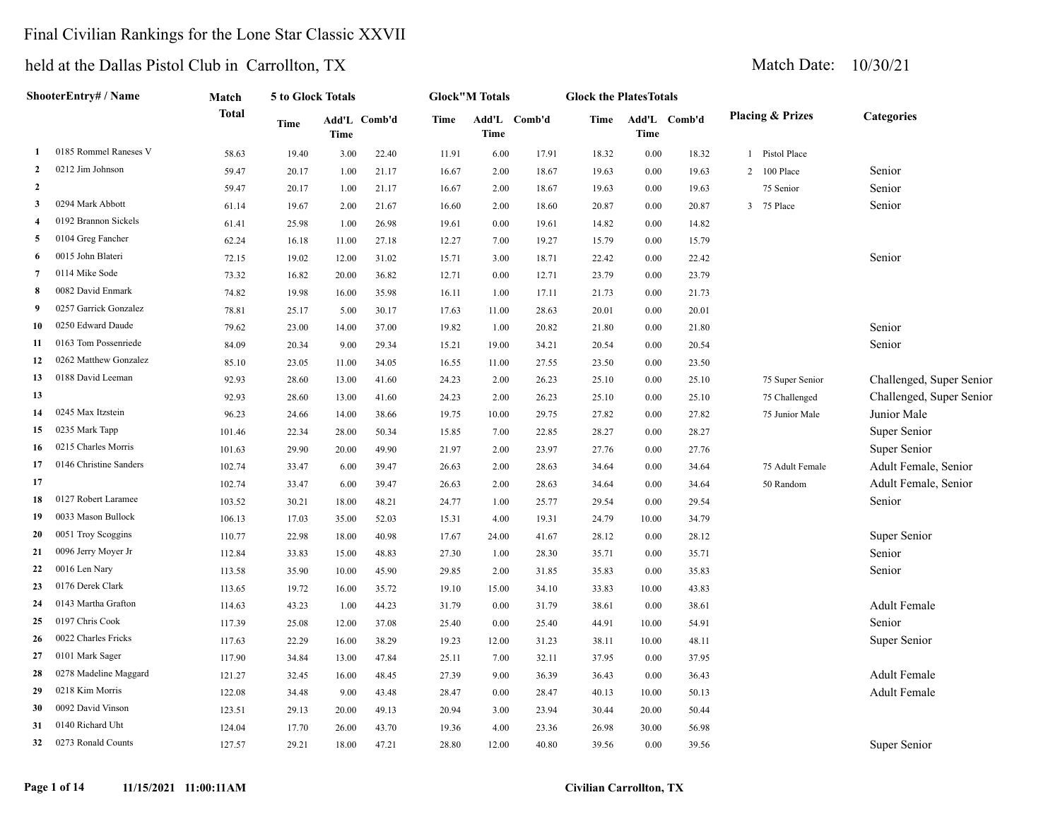# Final Civilian Rankings for the Lone Star Classic XXVII

## held at the Dallas Pistol Club in Carrollton, TX

Match Date: 10/30/21

| | ShooterEntry# / Name | Match Total | 5 to Glock Totals | | | Glock"M Totals | | | Glock the PlatesTotals | | | Placing & Prizes | Categories |
|---|---|---|---|---|---|---|---|---|---|---|---|---|---|
| | | | Time | Add'L Time | Comb'd | Time | Add'L Time | Comb'd | Time | Add'L Time | Comb'd | | |
| 1 | 0185 Rommel Raneses V | 58.63 | 19.40 | 3.00 | 22.40 | 11.91 | 6.00 | 17.91 | 18.32 | 0.00 | 18.32 | 1 Pistol Place | |
| 2 | 0212 Jim Johnson | 59.47 | 20.17 | 1.00 | 21.17 | 16.67 | 2.00 | 18.67 | 19.63 | 0.00 | 19.63 | 2 100 Place | Senior |
| 2 | | 59.47 | 20.17 | 1.00 | 21.17 | 16.67 | 2.00 | 18.67 | 19.63 | 0.00 | 19.63 | 75 Senior | Senior |
| 3 | 0294 Mark Abbott | 61.14 | 19.67 | 2.00 | 21.67 | 16.60 | 2.00 | 18.60 | 20.87 | 0.00 | 20.87 | 3 75 Place | Senior |
| 4 | 0192 Brannon Sickels | 61.41 | 25.98 | 1.00 | 26.98 | 19.61 | 0.00 | 19.61 | 14.82 | 0.00 | 14.82 | | |
| 5 | 0104 Greg Fancher | 62.24 | 16.18 | 11.00 | 27.18 | 12.27 | 7.00 | 19.27 | 15.79 | 0.00 | 15.79 | | |
| 6 | 0015 John Blateri | 72.15 | 19.02 | 12.00 | 31.02 | 15.71 | 3.00 | 18.71 | 22.42 | 0.00 | 22.42 | | Senior |
| 7 | 0114 Mike Sode | 73.32 | 16.82 | 20.00 | 36.82 | 12.71 | 0.00 | 12.71 | 23.79 | 0.00 | 23.79 | | |
| 8 | 0082 David Enmark | 74.82 | 19.98 | 16.00 | 35.98 | 16.11 | 1.00 | 17.11 | 21.73 | 0.00 | 21.73 | | |
| 9 | 0257 Garrick Gonzalez | 78.81 | 25.17 | 5.00 | 30.17 | 17.63 | 11.00 | 28.63 | 20.01 | 0.00 | 20.01 | | |
| 10 | 0250 Edward Daude | 79.62 | 23.00 | 14.00 | 37.00 | 19.82 | 1.00 | 20.82 | 21.80 | 0.00 | 21.80 | | Senior |
| 11 | 0163 Tom Possenriede | 84.09 | 20.34 | 9.00 | 29.34 | 15.21 | 19.00 | 34.21 | 20.54 | 0.00 | 20.54 | | Senior |
| 12 | 0262 Matthew Gonzalez | 85.10 | 23.05 | 11.00 | 34.05 | 16.55 | 11.00 | 27.55 | 23.50 | 0.00 | 23.50 | | |
| 13 | 0188 David Leeman | 92.93 | 28.60 | 13.00 | 41.60 | 24.23 | 2.00 | 26.23 | 25.10 | 0.00 | 25.10 | 75 Super Senior | Challenged, Super Senior |
| 13 | | 92.93 | 28.60 | 13.00 | 41.60 | 24.23 | 2.00 | 26.23 | 25.10 | 0.00 | 25.10 | 75 Challenged | Challenged, Super Senior |
| 14 | 0245 Max Itzstein | 96.23 | 24.66 | 14.00 | 38.66 | 19.75 | 10.00 | 29.75 | 27.82 | 0.00 | 27.82 | 75 Junior Male | Junior Male |
| 15 | 0235 Mark Tapp | 101.46 | 22.34 | 28.00 | 50.34 | 15.85 | 7.00 | 22.85 | 28.27 | 0.00 | 28.27 | | Super Senior |
| 16 | 0215 Charles Morris | 101.63 | 29.90 | 20.00 | 49.90 | 21.97 | 2.00 | 23.97 | 27.76 | 0.00 | 27.76 | | Super Senior |
| 17 | 0146 Christine Sanders | 102.74 | 33.47 | 6.00 | 39.47 | 26.63 | 2.00 | 28.63 | 34.64 | 0.00 | 34.64 | 75 Adult Female | Adult Female, Senior |
| 17 | | 102.74 | 33.47 | 6.00 | 39.47 | 26.63 | 2.00 | 28.63 | 34.64 | 0.00 | 34.64 | 50 Random | Adult Female, Senior |
| 18 | 0127 Robert Laramee | 103.52 | 30.21 | 18.00 | 48.21 | 24.77 | 1.00 | 25.77 | 29.54 | 0.00 | 29.54 | | Senior |
| 19 | 0033 Mason Bullock | 106.13 | 17.03 | 35.00 | 52.03 | 15.31 | 4.00 | 19.31 | 24.79 | 10.00 | 34.79 | | |
| 20 | 0051 Troy Scoggins | 110.77 | 22.98 | 18.00 | 40.98 | 17.67 | 24.00 | 41.67 | 28.12 | 0.00 | 28.12 | | Super Senior |
| 21 | 0096 Jerry Moyer Jr | 112.84 | 33.83 | 15.00 | 48.83 | 27.30 | 1.00 | 28.30 | 35.71 | 0.00 | 35.71 | | Senior |
| 22 | 0016 Len Nary | 113.58 | 35.90 | 10.00 | 45.90 | 29.85 | 2.00 | 31.85 | 35.83 | 0.00 | 35.83 | | Senior |
| 23 | 0176 Derek Clark | 113.65 | 19.72 | 16.00 | 35.72 | 19.10 | 15.00 | 34.10 | 33.83 | 10.00 | 43.83 | | |
| 24 | 0143 Martha Grafton | 114.63 | 43.23 | 1.00 | 44.23 | 31.79 | 0.00 | 31.79 | 38.61 | 0.00 | 38.61 | | Adult Female |
| 25 | 0197 Chris Cook | 117.39 | 25.08 | 12.00 | 37.08 | 25.40 | 0.00 | 25.40 | 44.91 | 10.00 | 54.91 | | Senior |
| 26 | 0022 Charles Fricks | 117.63 | 22.29 | 16.00 | 38.29 | 19.23 | 12.00 | 31.23 | 38.11 | 10.00 | 48.11 | | Super Senior |
| 27 | 0101 Mark Sager | 117.90 | 34.84 | 13.00 | 47.84 | 25.11 | 7.00 | 32.11 | 37.95 | 0.00 | 37.95 | | |
| 28 | 0278 Madeline Maggard | 121.27 | 32.45 | 16.00 | 48.45 | 27.39 | 9.00 | 36.39 | 36.43 | 0.00 | 36.43 | | Adult Female |
| 29 | 0218 Kim Morris | 122.08 | 34.48 | 9.00 | 43.48 | 28.47 | 0.00 | 28.47 | 40.13 | 10.00 | 50.13 | | Adult Female |
| 30 | 0092 David Vinson | 123.51 | 29.13 | 20.00 | 49.13 | 20.94 | 3.00 | 23.94 | 30.44 | 20.00 | 50.44 | | |
| 31 | 0140 Richard Uht | 124.04 | 17.70 | 26.00 | 43.70 | 19.36 | 4.00 | 23.36 | 26.98 | 30.00 | 56.98 | | |
| 32 | 0273 Ronald Counts | 127.57 | 29.21 | 18.00 | 47.21 | 28.80 | 12.00 | 40.80 | 39.56 | 0.00 | 39.56 | | Super Senior |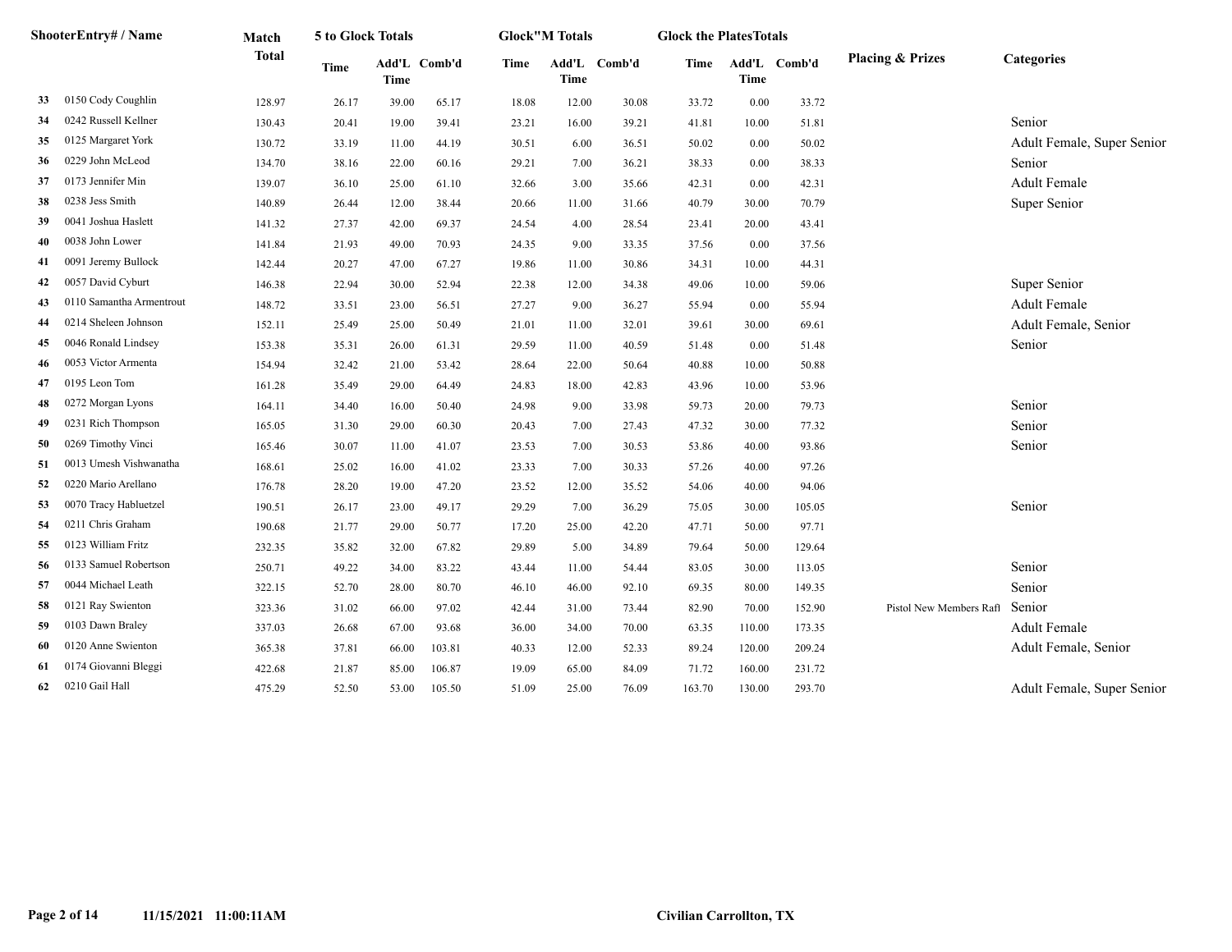| | ShooterEntry# / Name | Match Total | 5 to Glock Totals | | | Glock"M Totals | | | Glock the PlatesTotals | | | Placing & Prizes | Categories |
|---|---|---|---|---|---|---|---|---|---|---|---|---|---|
| | | | Time | Add'L Time | Comb'd | Time | Add'L Time | Comb'd | Time | Add'L Time | Comb'd | | |
| 33 | 0150 Cody Coughlin | 128.97 | 26.17 | 39.00 | 65.17 | 18.08 | 12.00 | 30.08 | 33.72 | 0.00 | 33.72 | | |
| 34 | 0242 Russell Kellner | 130.43 | 20.41 | 19.00 | 39.41 | 23.21 | 16.00 | 39.21 | 41.81 | 10.00 | 51.81 | | Senior |
| 35 | 0125 Margaret York | 130.72 | 33.19 | 11.00 | 44.19 | 30.51 | 6.00 | 36.51 | 50.02 | 0.00 | 50.02 | | Adult Female, Super Senior |
| 36 | 0229 John McLeod | 134.70 | 38.16 | 22.00 | 60.16 | 29.21 | 7.00 | 36.21 | 38.33 | 0.00 | 38.33 | | Senior |
| 37 | 0173 Jennifer Min | 139.07 | 36.10 | 25.00 | 61.10 | 32.66 | 3.00 | 35.66 | 42.31 | 0.00 | 42.31 | | Adult Female |
| 38 | 0238 Jess Smith | 140.89 | 26.44 | 12.00 | 38.44 | 20.66 | 11.00 | 31.66 | 40.79 | 30.00 | 70.79 | | Super Senior |
| 39 | 0041 Joshua Haslett | 141.32 | 27.37 | 42.00 | 69.37 | 24.54 | 4.00 | 28.54 | 23.41 | 20.00 | 43.41 | | |
| 40 | 0038 John Lower | 141.84 | 21.93 | 49.00 | 70.93 | 24.35 | 9.00 | 33.35 | 37.56 | 0.00 | 37.56 | | |
| 41 | 0091 Jeremy Bullock | 142.44 | 20.27 | 47.00 | 67.27 | 19.86 | 11.00 | 30.86 | 34.31 | 10.00 | 44.31 | | |
| 42 | 0057 David Cyburt | 146.38 | 22.94 | 30.00 | 52.94 | 22.38 | 12.00 | 34.38 | 49.06 | 10.00 | 59.06 | | Super Senior |
| 43 | 0110 Samantha Armentrout | 148.72 | 33.51 | 23.00 | 56.51 | 27.27 | 9.00 | 36.27 | 55.94 | 0.00 | 55.94 | | Adult Female |
| 44 | 0214 Sheleen Johnson | 152.11 | 25.49 | 25.00 | 50.49 | 21.01 | 11.00 | 32.01 | 39.61 | 30.00 | 69.61 | | Adult Female, Senior |
| 45 | 0046 Ronald Lindsey | 153.38 | 35.31 | 26.00 | 61.31 | 29.59 | 11.00 | 40.59 | 51.48 | 0.00 | 51.48 | | Senior |
| 46 | 0053 Victor Armenta | 154.94 | 32.42 | 21.00 | 53.42 | 28.64 | 22.00 | 50.64 | 40.88 | 10.00 | 50.88 | | |
| 47 | 0195 Leon Tom | 161.28 | 35.49 | 29.00 | 64.49 | 24.83 | 18.00 | 42.83 | 43.96 | 10.00 | 53.96 | | |
| 48 | 0272 Morgan Lyons | 164.11 | 34.40 | 16.00 | 50.40 | 24.98 | 9.00 | 33.98 | 59.73 | 20.00 | 79.73 | | Senior |
| 49 | 0231 Rich Thompson | 165.05 | 31.30 | 29.00 | 60.30 | 20.43 | 7.00 | 27.43 | 47.32 | 30.00 | 77.32 | | Senior |
| 50 | 0269 Timothy Vinci | 165.46 | 30.07 | 11.00 | 41.07 | 23.53 | 7.00 | 30.53 | 53.86 | 40.00 | 93.86 | | Senior |
| 51 | 0013 Umesh Vishwanatha | 168.61 | 25.02 | 16.00 | 41.02 | 23.33 | 7.00 | 30.33 | 57.26 | 40.00 | 97.26 | | |
| 52 | 0220 Mario Arellano | 176.78 | 28.20 | 19.00 | 47.20 | 23.52 | 12.00 | 35.52 | 54.06 | 40.00 | 94.06 | | |
| 53 | 0070 Tracy Habluetzel | 190.51 | 26.17 | 23.00 | 49.17 | 29.29 | 7.00 | 36.29 | 75.05 | 30.00 | 105.05 | | Senior |
| 54 | 0211 Chris Graham | 190.68 | 21.77 | 29.00 | 50.77 | 17.20 | 25.00 | 42.20 | 47.71 | 50.00 | 97.71 | | |
| 55 | 0123 William Fritz | 232.35 | 35.82 | 32.00 | 67.82 | 29.89 | 5.00 | 34.89 | 79.64 | 50.00 | 129.64 | | |
| 56 | 0133 Samuel Robertson | 250.71 | 49.22 | 34.00 | 83.22 | 43.44 | 11.00 | 54.44 | 83.05 | 30.00 | 113.05 | | Senior |
| 57 | 0044 Michael Leath | 322.15 | 52.70 | 28.00 | 80.70 | 46.10 | 46.00 | 92.10 | 69.35 | 80.00 | 149.35 | | Senior |
| 58 | 0121 Ray Swienton | 323.36 | 31.02 | 66.00 | 97.02 | 42.44 | 31.00 | 73.44 | 82.90 | 70.00 | 152.90 | Pistol New Members Rafl | Senior |
| 59 | 0103 Dawn Braley | 337.03 | 26.68 | 67.00 | 93.68 | 36.00 | 34.00 | 70.00 | 63.35 | 110.00 | 173.35 | | Adult Female |
| 60 | 0120 Anne Swienton | 365.38 | 37.81 | 66.00 | 103.81 | 40.33 | 12.00 | 52.33 | 89.24 | 120.00 | 209.24 | | Adult Female, Senior |
| 61 | 0174 Giovanni Bleggi | 422.68 | 21.87 | 85.00 | 106.87 | 19.09 | 65.00 | 84.09 | 71.72 | 160.00 | 231.72 | | |
| 62 | 0210 Gail Hall | 475.29 | 52.50 | 53.00 | 105.50 | 51.09 | 25.00 | 76.09 | 163.70 | 130.00 | 293.70 | | Adult Female, Super Senior |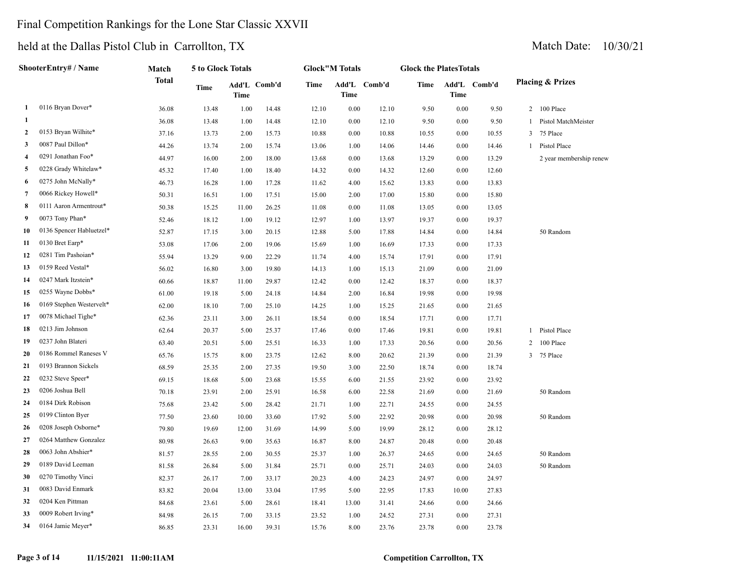Final Competition Rankings for the Lone Star Classic XXVII

held at the Dallas Pistol Club in Carrollton, TX

Match Date: 10/30/21

| | ShooterEntry# / Name | Match Total | 5 to Glock Totals | | | Glock"M Totals | | | Glock the PlatesTotals | | | Placing & Prizes | |
|---|---|---|---|---|---|---|---|---|---|---|---|---|---|
| | | | Time | Add'L Time | Comb'd | Time | Add'L Time | Comb'd | Time | Add'L Time | Comb'd | | |
| 1 | 0116 Bryan Dover* | 36.08 | 13.48 | 1.00 | 14.48 | 12.10 | 0.00 | 12.10 | 9.50 | 0.00 | 9.50 | 2 | 100 Place |
| 1 | | 36.08 | 13.48 | 1.00 | 14.48 | 12.10 | 0.00 | 12.10 | 9.50 | 0.00 | 9.50 | 1 | Pistol MatchMeister |
| 2 | 0153 Bryan Wilhite* | 37.16 | 13.73 | 2.00 | 15.73 | 10.88 | 0.00 | 10.88 | 10.55 | 0.00 | 10.55 | 3 | 75 Place |
| 3 | 0087 Paul Dillon* | 44.26 | 13.74 | 2.00 | 15.74 | 13.06 | 1.00 | 14.06 | 14.46 | 0.00 | 14.46 | 1 | Pistol Place |
| 4 | 0291 Jonathan Foo* | 44.97 | 16.00 | 2.00 | 18.00 | 13.68 | 0.00 | 13.68 | 13.29 | 0.00 | 13.29 | | 2 year membership renew |
| 5 | 0228 Grady Whitelaw* | 45.32 | 17.40 | 1.00 | 18.40 | 14.32 | 0.00 | 14.32 | 12.60 | 0.00 | 12.60 | | |
| 6 | 0275 John McNally* | 46.73 | 16.28 | 1.00 | 17.28 | 11.62 | 4.00 | 15.62 | 13.83 | 0.00 | 13.83 | | |
| 7 | 0066 Rickey Howell* | 50.31 | 16.51 | 1.00 | 17.51 | 15.00 | 2.00 | 17.00 | 15.80 | 0.00 | 15.80 | | |
| 8 | 0111 Aaron Armentrout* | 50.38 | 15.25 | 11.00 | 26.25 | 11.08 | 0.00 | 11.08 | 13.05 | 0.00 | 13.05 | | |
| 9 | 0073 Tony Phan* | 52.46 | 18.12 | 1.00 | 19.12 | 12.97 | 1.00 | 13.97 | 19.37 | 0.00 | 19.37 | | |
| 10 | 0136 Spencer Habluetzel* | 52.87 | 17.15 | 3.00 | 20.15 | 12.88 | 5.00 | 17.88 | 14.84 | 0.00 | 14.84 | | 50 Random |
| 11 | 0130 Bret Earp* | 53.08 | 17.06 | 2.00 | 19.06 | 15.69 | 1.00 | 16.69 | 17.33 | 0.00 | 17.33 | | |
| 12 | 0281 Tim Pashoian* | 55.94 | 13.29 | 9.00 | 22.29 | 11.74 | 4.00 | 15.74 | 17.91 | 0.00 | 17.91 | | |
| 13 | 0159 Reed Vestal* | 56.02 | 16.80 | 3.00 | 19.80 | 14.13 | 1.00 | 15.13 | 21.09 | 0.00 | 21.09 | | |
| 14 | 0247 Mark Itzstein* | 60.66 | 18.87 | 11.00 | 29.87 | 12.42 | 0.00 | 12.42 | 18.37 | 0.00 | 18.37 | | |
| 15 | 0255 Wayne Dobbs* | 61.00 | 19.18 | 5.00 | 24.18 | 14.84 | 2.00 | 16.84 | 19.98 | 0.00 | 19.98 | | |
| 16 | 0169 Stephen Westervelt* | 62.00 | 18.10 | 7.00 | 25.10 | 14.25 | 1.00 | 15.25 | 21.65 | 0.00 | 21.65 | | |
| 17 | 0078 Michael Tighe* | 62.36 | 23.11 | 3.00 | 26.11 | 18.54 | 0.00 | 18.54 | 17.71 | 0.00 | 17.71 | | |
| 18 | 0213 Jim Johnson | 62.64 | 20.37 | 5.00 | 25.37 | 17.46 | 0.00 | 17.46 | 19.81 | 0.00 | 19.81 | 1 | Pistol Place |
| 19 | 0237 John Blateri | 63.40 | 20.51 | 5.00 | 25.51 | 16.33 | 1.00 | 17.33 | 20.56 | 0.00 | 20.56 | 2 | 100 Place |
| 20 | 0186 Rommel Raneses V | 65.76 | 15.75 | 8.00 | 23.75 | 12.62 | 8.00 | 20.62 | 21.39 | 0.00 | 21.39 | 3 | 75 Place |
| 21 | 0193 Brannon Sickels | 68.59 | 25.35 | 2.00 | 27.35 | 19.50 | 3.00 | 22.50 | 18.74 | 0.00 | 18.74 | | |
| 22 | 0232 Steve Speer* | 69.15 | 18.68 | 5.00 | 23.68 | 15.55 | 6.00 | 21.55 | 23.92 | 0.00 | 23.92 | | |
| 23 | 0206 Joshua Bell | 70.18 | 23.91 | 2.00 | 25.91 | 16.58 | 6.00 | 22.58 | 21.69 | 0.00 | 21.69 | | 50 Random |
| 24 | 0184 Dirk Robison | 75.68 | 23.42 | 5.00 | 28.42 | 21.71 | 1.00 | 22.71 | 24.55 | 0.00 | 24.55 | | |
| 25 | 0199 Clinton Byer | 77.50 | 23.60 | 10.00 | 33.60 | 17.92 | 5.00 | 22.92 | 20.98 | 0.00 | 20.98 | | 50 Random |
| 26 | 0208 Joseph Osborne* | 79.80 | 19.69 | 12.00 | 31.69 | 14.99 | 5.00 | 19.99 | 28.12 | 0.00 | 28.12 | | |
| 27 | 0264 Matthew Gonzalez | 80.98 | 26.63 | 9.00 | 35.63 | 16.87 | 8.00 | 24.87 | 20.48 | 0.00 | 20.48 | | |
| 28 | 0063 John Abshier* | 81.57 | 28.55 | 2.00 | 30.55 | 25.37 | 1.00 | 26.37 | 24.65 | 0.00 | 24.65 | | 50 Random |
| 29 | 0189 David Leeman | 81.58 | 26.84 | 5.00 | 31.84 | 25.71 | 0.00 | 25.71 | 24.03 | 0.00 | 24.03 | | 50 Random |
| 30 | 0270 Timothy Vinci | 82.37 | 26.17 | 7.00 | 33.17 | 20.23 | 4.00 | 24.23 | 24.97 | 0.00 | 24.97 | | |
| 31 | 0083 David Enmark | 83.82 | 20.04 | 13.00 | 33.04 | 17.95 | 5.00 | 22.95 | 17.83 | 10.00 | 27.83 | | |
| 32 | 0204 Ken Pittman | 84.68 | 23.61 | 5.00 | 28.61 | 18.41 | 13.00 | 31.41 | 24.66 | 0.00 | 24.66 | | |
| 33 | 0009 Robert Irving* | 84.98 | 26.15 | 7.00 | 33.15 | 23.52 | 1.00 | 24.52 | 27.31 | 0.00 | 27.31 | | |
| 34 | 0164 Jamie Meyer* | 86.85 | 23.31 | 16.00 | 39.31 | 15.76 | 8.00 | 23.76 | 23.78 | 0.00 | 23.78 | | |

11/15/2021 11:00:11AM

Competition Carrollton, TX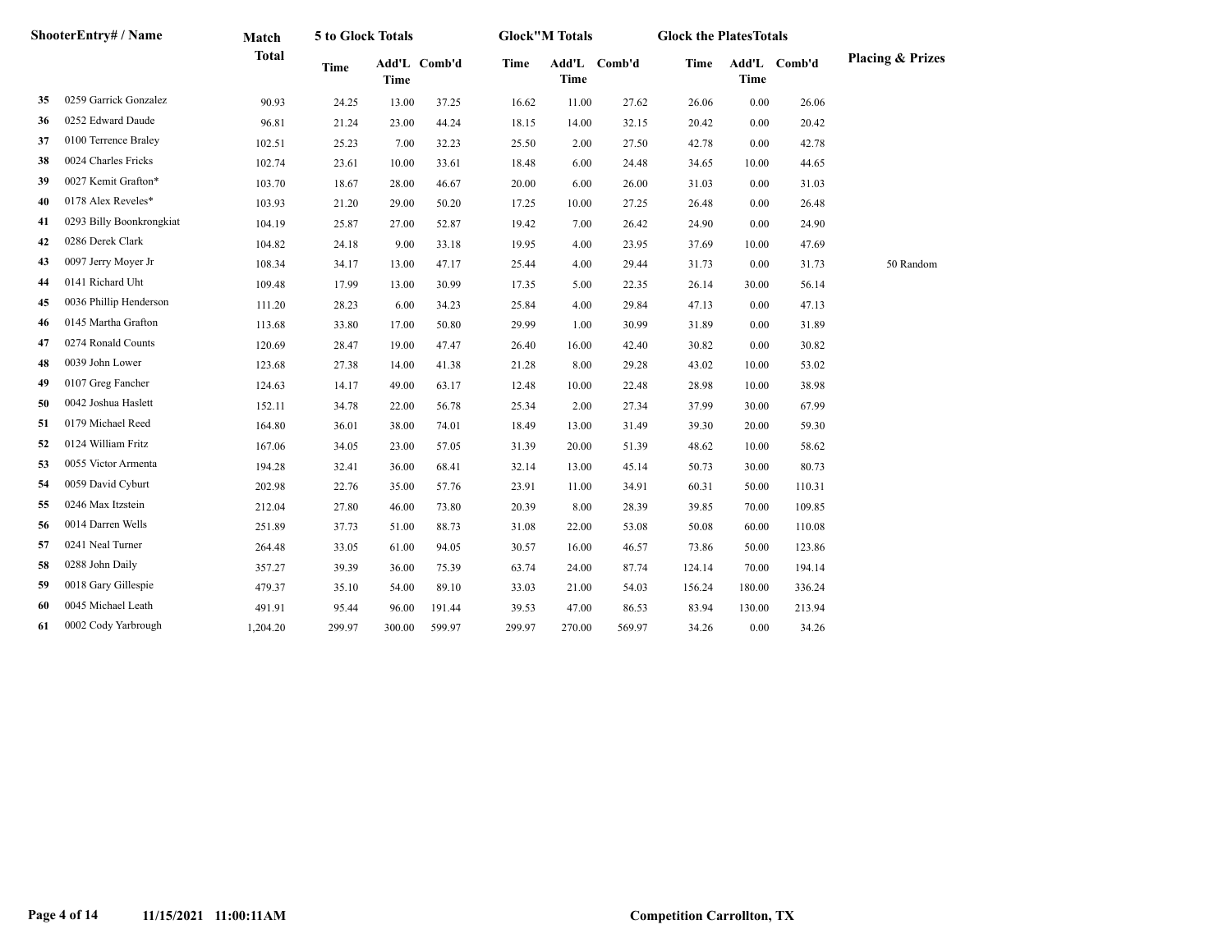| | ShooterEntry# / Name | Match Total | 5 to Glock Totals | | | Glock"M Totals | | | Glock the PlatesTotals | | | Placing & Prizes |
|---|---|---|---|---|---|---|---|---|---|---|---|---|
| | | | Time | Add'L Time | Comb'd | Time | Add'L Time | Comb'd | Time | Add'L Time | Comb'd | |
| 35 | 0259 Garrick Gonzalez | 90.93 | 24.25 | 13.00 | 37.25 | 16.62 | 11.00 | 27.62 | 26.06 | 0.00 | 26.06 | |
| 36 | 0252 Edward Daude | 96.81 | 21.24 | 23.00 | 44.24 | 18.15 | 14.00 | 32.15 | 20.42 | 0.00 | 20.42 | |
| 37 | 0100 Terrence Braley | 102.51 | 25.23 | 7.00 | 32.23 | 25.50 | 2.00 | 27.50 | 42.78 | 0.00 | 42.78 | |
| 38 | 0024 Charles Fricks | 102.74 | 23.61 | 10.00 | 33.61 | 18.48 | 6.00 | 24.48 | 34.65 | 10.00 | 44.65 | |
| 39 | 0027 Kemit Grafton* | 103.70 | 18.67 | 28.00 | 46.67 | 20.00 | 6.00 | 26.00 | 31.03 | 0.00 | 31.03 | |
| 40 | 0178 Alex Reveles* | 103.93 | 21.20 | 29.00 | 50.20 | 17.25 | 10.00 | 27.25 | 26.48 | 0.00 | 26.48 | |
| 41 | 0293 Billy Boonkrongkiat | 104.19 | 25.87 | 27.00 | 52.87 | 19.42 | 7.00 | 26.42 | 24.90 | 0.00 | 24.90 | |
| 42 | 0286 Derek Clark | 104.82 | 24.18 | 9.00 | 33.18 | 19.95 | 4.00 | 23.95 | 37.69 | 10.00 | 47.69 | |
| 43 | 0097 Jerry Moyer Jr | 108.34 | 34.17 | 13.00 | 47.17 | 25.44 | 4.00 | 29.44 | 31.73 | 0.00 | 31.73 | 50 Random |
| 44 | 0141 Richard Uht | 109.48 | 17.99 | 13.00 | 30.99 | 17.35 | 5.00 | 22.35 | 26.14 | 30.00 | 56.14 | |
| 45 | 0036 Phillip Henderson | 111.20 | 28.23 | 6.00 | 34.23 | 25.84 | 4.00 | 29.84 | 47.13 | 0.00 | 47.13 | |
| 46 | 0145 Martha Grafton | 113.68 | 33.80 | 17.00 | 50.80 | 29.99 | 1.00 | 30.99 | 31.89 | 0.00 | 31.89 | |
| 47 | 0274 Ronald Counts | 120.69 | 28.47 | 19.00 | 47.47 | 26.40 | 16.00 | 42.40 | 30.82 | 0.00 | 30.82 | |
| 48 | 0039 John Lower | 123.68 | 27.38 | 14.00 | 41.38 | 21.28 | 8.00 | 29.28 | 43.02 | 10.00 | 53.02 | |
| 49 | 0107 Greg Fancher | 124.63 | 14.17 | 49.00 | 63.17 | 12.48 | 10.00 | 22.48 | 28.98 | 10.00 | 38.98 | |
| 50 | 0042 Joshua Haslett | 152.11 | 34.78 | 22.00 | 56.78 | 25.34 | 2.00 | 27.34 | 37.99 | 30.00 | 67.99 | |
| 51 | 0179 Michael Reed | 164.80 | 36.01 | 38.00 | 74.01 | 18.49 | 13.00 | 31.49 | 39.30 | 20.00 | 59.30 | |
| 52 | 0124 William Fritz | 167.06 | 34.05 | 23.00 | 57.05 | 31.39 | 20.00 | 51.39 | 48.62 | 10.00 | 58.62 | |
| 53 | 0055 Victor Armenta | 194.28 | 32.41 | 36.00 | 68.41 | 32.14 | 13.00 | 45.14 | 50.73 | 30.00 | 80.73 | |
| 54 | 0059 David Cyburt | 202.98 | 22.76 | 35.00 | 57.76 | 23.91 | 11.00 | 34.91 | 60.31 | 50.00 | 110.31 | |
| 55 | 0246 Max Itzstein | 212.04 | 27.80 | 46.00 | 73.80 | 20.39 | 8.00 | 28.39 | 39.85 | 70.00 | 109.85 | |
| 56 | 0014 Darren Wells | 251.89 | 37.73 | 51.00 | 88.73 | 31.08 | 22.00 | 53.08 | 50.08 | 60.00 | 110.08 | |
| 57 | 0241 Neal Turner | 264.48 | 33.05 | 61.00 | 94.05 | 30.57 | 16.00 | 46.57 | 73.86 | 50.00 | 123.86 | |
| 58 | 0288 John Daily | 357.27 | 39.39 | 36.00 | 75.39 | 63.74 | 24.00 | 87.74 | 124.14 | 70.00 | 194.14 | |
| 59 | 0018 Gary Gillespie | 479.37 | 35.10 | 54.00 | 89.10 | 33.03 | 21.00 | 54.03 | 156.24 | 180.00 | 336.24 | |
| 60 | 0045 Michael Leath | 491.91 | 95.44 | 96.00 | 191.44 | 39.53 | 47.00 | 86.53 | 83.94 | 130.00 | 213.94 | |
| 61 | 0002 Cody Yarbrough | 1,204.20 | 299.97 | 300.00 | 599.97 | 299.97 | 270.00 | 569.97 | 34.26 | 0.00 | 34.26 | |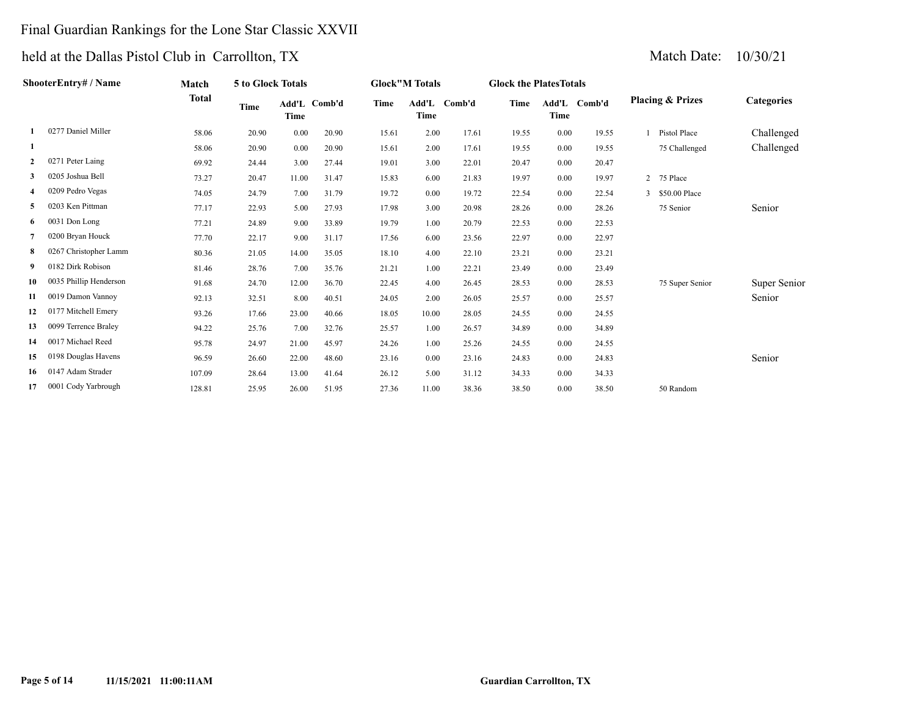Final Guardian Rankings for the Lone Star Classic XXVII

held at the Dallas Pistol Club in Carrollton, TX

Match Date: 10/30/21

| | ShooterEntry# / Name | Match Total | 5 to Glock Totals | | | Glock"M Totals | | | Glock the PlatesTotals | | | Placing & Prizes | | Categories |
|---|---|---|---|---|---|---|---|---|---|---|---|---|---|---|
| | | | Time | Add'L Time | Comb'd | Time | Add'L Time | Comb'd | Time | Add'L Time | Comb'd | | | |
| 1 | 0277 Daniel Miller | 58.06 | 20.90 | 0.00 | 20.90 | 15.61 | 2.00 | 17.61 | 19.55 | 0.00 | 19.55 | 1 | Pistol Place | Challenged |
| 1 | | 58.06 | 20.90 | 0.00 | 20.90 | 15.61 | 2.00 | 17.61 | 19.55 | 0.00 | 19.55 | | 75 Challenged | Challenged |
| 2 | 0271 Peter Laing | 69.92 | 24.44 | 3.00 | 27.44 | 19.01 | 3.00 | 22.01 | 20.47 | 0.00 | 20.47 | | | |
| 3 | 0205 Joshua Bell | 73.27 | 20.47 | 11.00 | 31.47 | 15.83 | 6.00 | 21.83 | 19.97 | 0.00 | 19.97 | 2 | 75 Place | |
| 4 | 0209 Pedro Vegas | 74.05 | 24.79 | 7.00 | 31.79 | 19.72 | 0.00 | 19.72 | 22.54 | 0.00 | 22.54 | 3 | $50.00 Place | |
| 5 | 0203 Ken Pittman | 77.17 | 22.93 | 5.00 | 27.93 | 17.98 | 3.00 | 20.98 | 28.26 | 0.00 | 28.26 | | 75 Senior | Senior |
| 6 | 0031 Don Long | 77.21 | 24.89 | 9.00 | 33.89 | 19.79 | 1.00 | 20.79 | 22.53 | 0.00 | 22.53 | | | |
| 7 | 0200 Bryan Houck | 77.70 | 22.17 | 9.00 | 31.17 | 17.56 | 6.00 | 23.56 | 22.97 | 0.00 | 22.97 | | | |
| 8 | 0267 Christopher Lamm | 80.36 | 21.05 | 14.00 | 35.05 | 18.10 | 4.00 | 22.10 | 23.21 | 0.00 | 23.21 | | | |
| 9 | 0182 Dirk Robison | 81.46 | 28.76 | 7.00 | 35.76 | 21.21 | 1.00 | 22.21 | 23.49 | 0.00 | 23.49 | | | |
| 10 | 0035 Phillip Henderson | 91.68 | 24.70 | 12.00 | 36.70 | 22.45 | 4.00 | 26.45 | 28.53 | 0.00 | 28.53 | | 75 Super Senior | Super Senior |
| 11 | 0019 Damon Vannoy | 92.13 | 32.51 | 8.00 | 40.51 | 24.05 | 2.00 | 26.05 | 25.57 | 0.00 | 25.57 | | | Senior |
| 12 | 0177 Mitchell Emery | 93.26 | 17.66 | 23.00 | 40.66 | 18.05 | 10.00 | 28.05 | 24.55 | 0.00 | 24.55 | | | |
| 13 | 0099 Terrence Braley | 94.22 | 25.76 | 7.00 | 32.76 | 25.57 | 1.00 | 26.57 | 34.89 | 0.00 | 34.89 | | | |
| 14 | 0017 Michael Reed | 95.78 | 24.97 | 21.00 | 45.97 | 24.26 | 1.00 | 25.26 | 24.55 | 0.00 | 24.55 | | | |
| 15 | 0198 Douglas Havens | 96.59 | 26.60 | 22.00 | 48.60 | 23.16 | 0.00 | 23.16 | 24.83 | 0.00 | 24.83 | | | Senior |
| 16 | 0147 Adam Strader | 107.09 | 28.64 | 13.00 | 41.64 | 26.12 | 5.00 | 31.12 | 34.33 | 0.00 | 34.33 | | | |
| 17 | 0001 Cody Yarbrough | 128.81 | 25.95 | 26.00 | 51.95 | 27.36 | 11.00 | 38.36 | 38.50 | 0.00 | 38.50 | | 50 Random | |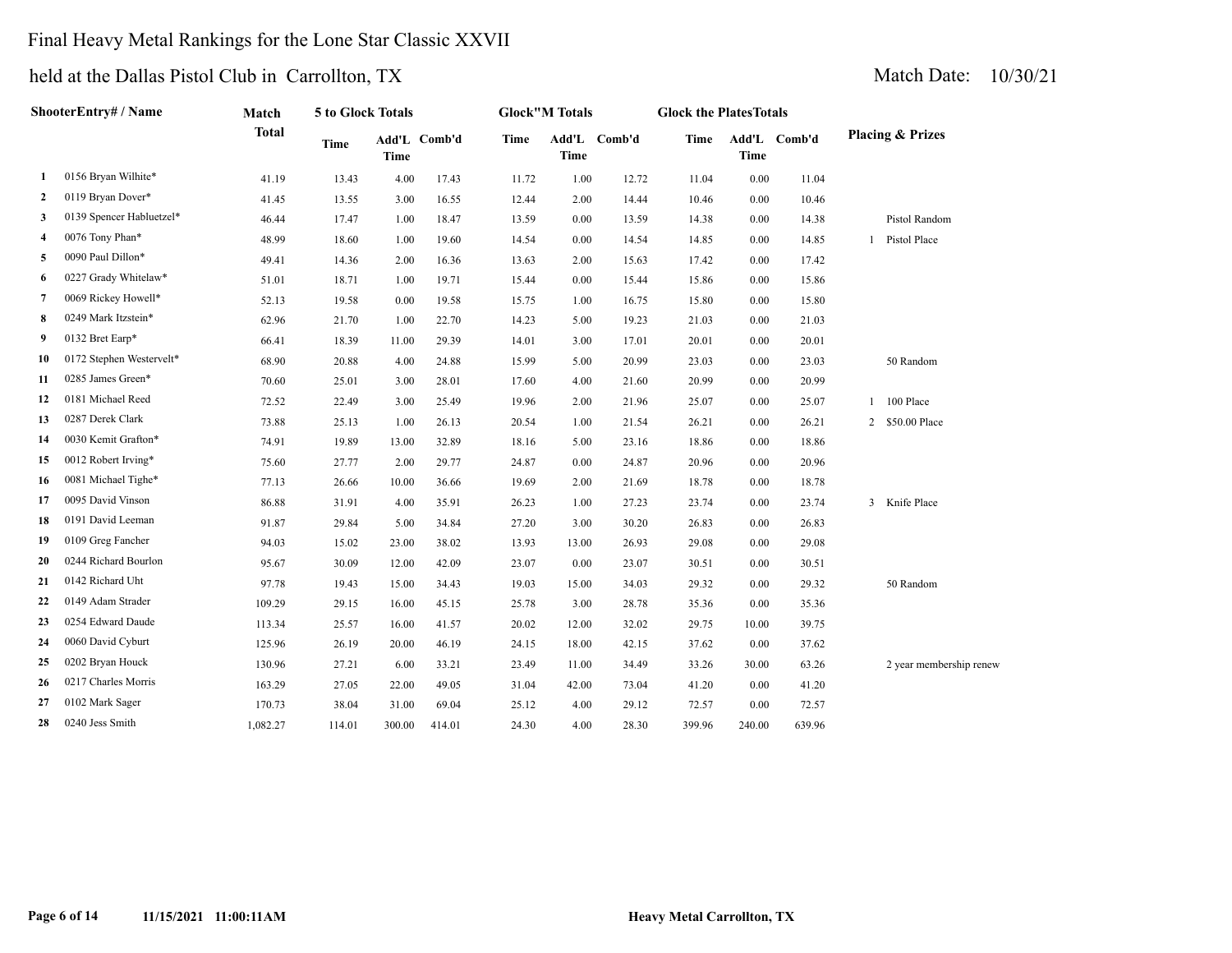Final Heavy Metal Rankings for the Lone Star Classic XXVII

held at the Dallas Pistol Club in Carrollton, TX

Match Date: 10/30/21

| | ShooterEntry# / Name | Match Total | 5 to Glock Totals | | | Glock"M Totals | | | Glock the PlatesTotals | | | Placing & Prizes | |
|---|---|---|---|---|---|---|---|---|---|---|---|---|---|
| | | | Time | Add'L Time | Comb'd | Time | Add'L Time | Comb'd | Time | Add'L Time | Comb'd | | |
| 1 | 0156 Bryan Wilhite* | 41.19 | 13.43 | 4.00 | 17.43 | 11.72 | 1.00 | 12.72 | 11.04 | 0.00 | 11.04 | | |
| 2 | 0119 Bryan Dover* | 41.45 | 13.55 | 3.00 | 16.55 | 12.44 | 2.00 | 14.44 | 10.46 | 0.00 | 10.46 | | |
| 3 | 0139 Spencer Habluetzel* | 46.44 | 17.47 | 1.00 | 18.47 | 13.59 | 0.00 | 13.59 | 14.38 | 0.00 | 14.38 | | Pistol Random |
| 4 | 0076 Tony Phan* | 48.99 | 18.60 | 1.00 | 19.60 | 14.54 | 0.00 | 14.54 | 14.85 | 0.00 | 14.85 | 1 | Pistol Place |
| 5 | 0090 Paul Dillon* | 49.41 | 14.36 | 2.00 | 16.36 | 13.63 | 2.00 | 15.63 | 17.42 | 0.00 | 17.42 | | |
| 6 | 0227 Grady Whitelaw* | 51.01 | 18.71 | 1.00 | 19.71 | 15.44 | 0.00 | 15.44 | 15.86 | 0.00 | 15.86 | | |
| 7 | 0069 Rickey Howell* | 52.13 | 19.58 | 0.00 | 19.58 | 15.75 | 1.00 | 16.75 | 15.80 | 0.00 | 15.80 | | |
| 8 | 0249 Mark Itzstein* | 62.96 | 21.70 | 1.00 | 22.70 | 14.23 | 5.00 | 19.23 | 21.03 | 0.00 | 21.03 | | |
| 9 | 0132 Bret Earp* | 66.41 | 18.39 | 11.00 | 29.39 | 14.01 | 3.00 | 17.01 | 20.01 | 0.00 | 20.01 | | |
| 10 | 0172 Stephen Westervelt* | 68.90 | 20.88 | 4.00 | 24.88 | 15.99 | 5.00 | 20.99 | 23.03 | 0.00 | 23.03 | | 50 Random |
| 11 | 0285 James Green* | 70.60 | 25.01 | 3.00 | 28.01 | 17.60 | 4.00 | 21.60 | 20.99 | 0.00 | 20.99 | | |
| 12 | 0181 Michael Reed | 72.52 | 22.49 | 3.00 | 25.49 | 19.96 | 2.00 | 21.96 | 25.07 | 0.00 | 25.07 | 1 | 100 Place |
| 13 | 0287 Derek Clark | 73.88 | 25.13 | 1.00 | 26.13 | 20.54 | 1.00 | 21.54 | 26.21 | 0.00 | 26.21 | 2 | $50.00 Place |
| 14 | 0030 Kemit Grafton* | 74.91 | 19.89 | 13.00 | 32.89 | 18.16 | 5.00 | 23.16 | 18.86 | 0.00 | 18.86 | | |
| 15 | 0012 Robert Irving* | 75.60 | 27.77 | 2.00 | 29.77 | 24.87 | 0.00 | 24.87 | 20.96 | 0.00 | 20.96 | | |
| 16 | 0081 Michael Tighe* | 77.13 | 26.66 | 10.00 | 36.66 | 19.69 | 2.00 | 21.69 | 18.78 | 0.00 | 18.78 | | |
| 17 | 0095 David Vinson | 86.88 | 31.91 | 4.00 | 35.91 | 26.23 | 1.00 | 27.23 | 23.74 | 0.00 | 23.74 | 3 | Knife Place |
| 18 | 0191 David Leeman | 91.87 | 29.84 | 5.00 | 34.84 | 27.20 | 3.00 | 30.20 | 26.83 | 0.00 | 26.83 | | |
| 19 | 0109 Greg Fancher | 94.03 | 15.02 | 23.00 | 38.02 | 13.93 | 13.00 | 26.93 | 29.08 | 0.00 | 29.08 | | |
| 20 | 0244 Richard Bourlon | 95.67 | 30.09 | 12.00 | 42.09 | 23.07 | 0.00 | 23.07 | 30.51 | 0.00 | 30.51 | | |
| 21 | 0142 Richard Uht | 97.78 | 19.43 | 15.00 | 34.43 | 19.03 | 15.00 | 34.03 | 29.32 | 0.00 | 29.32 | | 50 Random |
| 22 | 0149 Adam Strader | 109.29 | 29.15 | 16.00 | 45.15 | 25.78 | 3.00 | 28.78 | 35.36 | 0.00 | 35.36 | | |
| 23 | 0254 Edward Daude | 113.34 | 25.57 | 16.00 | 41.57 | 20.02 | 12.00 | 32.02 | 29.75 | 10.00 | 39.75 | | |
| 24 | 0060 David Cyburt | 125.96 | 26.19 | 20.00 | 46.19 | 24.15 | 18.00 | 42.15 | 37.62 | 0.00 | 37.62 | | |
| 25 | 0202 Bryan Houck | 130.96 | 27.21 | 6.00 | 33.21 | 23.49 | 11.00 | 34.49 | 33.26 | 30.00 | 63.26 | | 2 year membership renew |
| 26 | 0217 Charles Morris | 163.29 | 27.05 | 22.00 | 49.05 | 31.04 | 42.00 | 73.04 | 41.20 | 0.00 | 41.20 | | |
| 27 | 0102 Mark Sager | 170.73 | 38.04 | 31.00 | 69.04 | 25.12 | 4.00 | 29.12 | 72.57 | 0.00 | 72.57 | | |
| 28 | 0240 Jess Smith | 1,082.27 | 114.01 | 300.00 | 414.01 | 24.30 | 4.00 | 28.30 | 399.96 | 240.00 | 639.96 | | |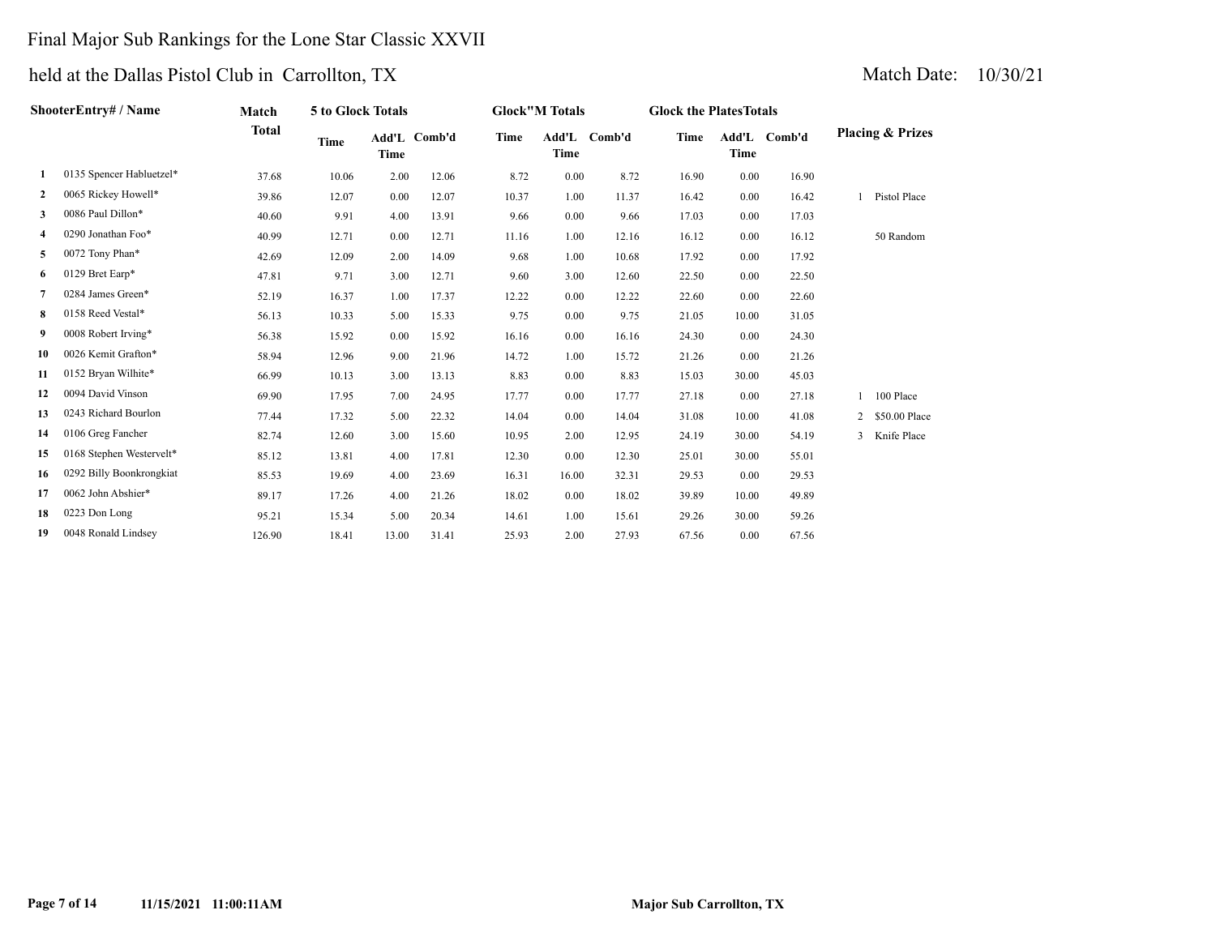# Final Major Sub Rankings for the Lone Star Classic XXVII

## held at the Dallas Pistol Club in Carrollton, TX

Match Date: 10/30/21

| | ShooterEntry# / Name | Match Total | 5 to Glock Totals | | | Glock"M Totals | | | Glock the PlatesTotals | | | Placing & Prizes | |
|---|---|---|---|---|---|---|---|---|---|---|---|---|---|
| | | | Time | Add'L Time | Comb'd | Time | Add'L Time | Comb'd | Time | Add'L Time | Comb'd | | |
| 1 | 0135 Spencer Habluetzel* | 37.68 | 10.06 | 2.00 | 12.06 | 8.72 | 0.00 | 8.72 | 16.90 | 0.00 | 16.90 | | |
| 2 | 0065 Rickey Howell* | 39.86 | 12.07 | 0.00 | 12.07 | 10.37 | 1.00 | 11.37 | 16.42 | 0.00 | 16.42 | 1 | Pistol Place |
| 3 | 0086 Paul Dillon* | 40.60 | 9.91 | 4.00 | 13.91 | 9.66 | 0.00 | 9.66 | 17.03 | 0.00 | 17.03 | | |
| 4 | 0290 Jonathan Foo* | 40.99 | 12.71 | 0.00 | 12.71 | 11.16 | 1.00 | 12.16 | 16.12 | 0.00 | 16.12 | | 50 Random |
| 5 | 0072 Tony Phan* | 42.69 | 12.09 | 2.00 | 14.09 | 9.68 | 1.00 | 10.68 | 17.92 | 0.00 | 17.92 | | |
| 6 | 0129 Bret Earp* | 47.81 | 9.71 | 3.00 | 12.71 | 9.60 | 3.00 | 12.60 | 22.50 | 0.00 | 22.50 | | |
| 7 | 0284 James Green* | 52.19 | 16.37 | 1.00 | 17.37 | 12.22 | 0.00 | 12.22 | 22.60 | 0.00 | 22.60 | | |
| 8 | 0158 Reed Vestal* | 56.13 | 10.33 | 5.00 | 15.33 | 9.75 | 0.00 | 9.75 | 21.05 | 10.00 | 31.05 | | |
| 9 | 0008 Robert Irving* | 56.38 | 15.92 | 0.00 | 15.92 | 16.16 | 0.00 | 16.16 | 24.30 | 0.00 | 24.30 | | |
| 10 | 0026 Kemit Grafton* | 58.94 | 12.96 | 9.00 | 21.96 | 14.72 | 1.00 | 15.72 | 21.26 | 0.00 | 21.26 | | |
| 11 | 0152 Bryan Wilhite* | 66.99 | 10.13 | 3.00 | 13.13 | 8.83 | 0.00 | 8.83 | 15.03 | 30.00 | 45.03 | | |
| 12 | 0094 David Vinson | 69.90 | 17.95 | 7.00 | 24.95 | 17.77 | 0.00 | 17.77 | 27.18 | 0.00 | 27.18 | 1 | 100 Place |
| 13 | 0243 Richard Bourlon | 77.44 | 17.32 | 5.00 | 22.32 | 14.04 | 0.00 | 14.04 | 31.08 | 10.00 | 41.08 | 2 | $50.00 Place |
| 14 | 0106 Greg Fancher | 82.74 | 12.60 | 3.00 | 15.60 | 10.95 | 2.00 | 12.95 | 24.19 | 30.00 | 54.19 | 3 | Knife Place |
| 15 | 0168 Stephen Westervelt* | 85.12 | 13.81 | 4.00 | 17.81 | 12.30 | 0.00 | 12.30 | 25.01 | 30.00 | 55.01 | | |
| 16 | 0292 Billy Boonkrongkiat | 85.53 | 19.69 | 4.00 | 23.69 | 16.31 | 16.00 | 32.31 | 29.53 | 0.00 | 29.53 | | |
| 17 | 0062 John Abshier* | 89.17 | 17.26 | 4.00 | 21.26 | 18.02 | 0.00 | 18.02 | 39.89 | 10.00 | 49.89 | | |
| 18 | 0223 Don Long | 95.21 | 15.34 | 5.00 | 20.34 | 14.61 | 1.00 | 15.61 | 29.26 | 30.00 | 59.26 | | |
| 19 | 0048 Ronald Lindsey | 126.90 | 18.41 | 13.00 | 31.41 | 25.93 | 2.00 | 27.93 | 67.56 | 0.00 | 67.56 | | |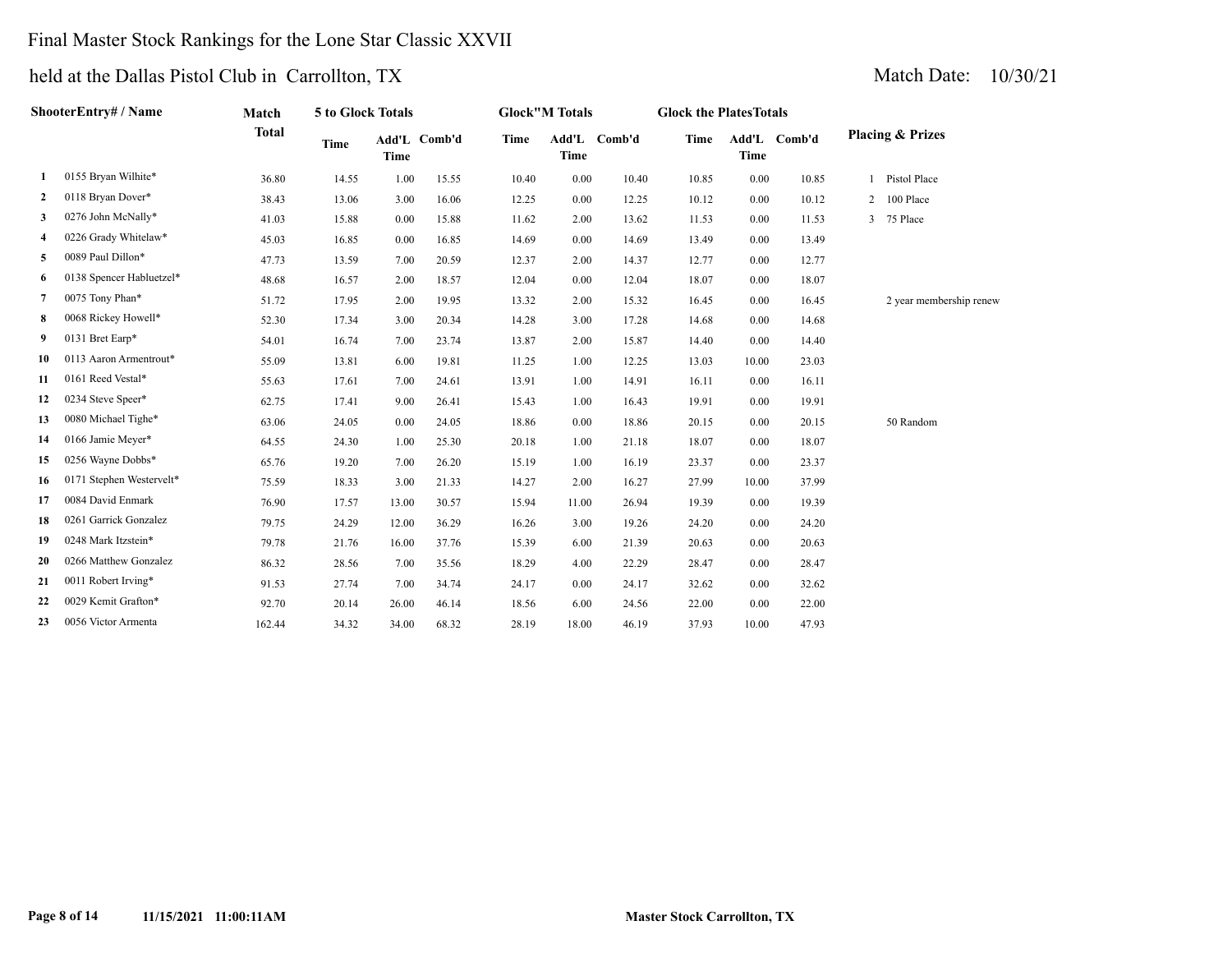# Final Master Stock Rankings for the Lone Star Classic XXVII

## held at the Dallas Pistol Club in Carrollton, TX

Match Date: 10/30/21

| | ShooterEntry# / Name | Match Total | 5 to Glock Totals | | | Glock"M Totals | | | Glock the PlatesTotals | | | Placing & Prizes |
|---|---|---|---|---|---|---|---|---|---|---|---|---|
| | | | Time | Add'L Time | Comb'd | Time | Add'L Time | Comb'd | Time | Add'L Time | Comb'd | |
| 1 | 0155 Bryan Wilhite* | 36.80 | 14.55 | 1.00 | 15.55 | 10.40 | 0.00 | 10.40 | 10.85 | 0.00 | 10.85 | 1 Pistol Place |
| 2 | 0118 Bryan Dover* | 38.43 | 13.06 | 3.00 | 16.06 | 12.25 | 0.00 | 12.25 | 10.12 | 0.00 | 10.12 | 2 100 Place |
| 3 | 0276 John McNally* | 41.03 | 15.88 | 0.00 | 15.88 | 11.62 | 2.00 | 13.62 | 11.53 | 0.00 | 11.53 | 3 75 Place |
| 4 | 0226 Grady Whitelaw* | 45.03 | 16.85 | 0.00 | 16.85 | 14.69 | 0.00 | 14.69 | 13.49 | 0.00 | 13.49 | |
| 5 | 0089 Paul Dillon* | 47.73 | 13.59 | 7.00 | 20.59 | 12.37 | 2.00 | 14.37 | 12.77 | 0.00 | 12.77 | |
| 6 | 0138 Spencer Habluetzel* | 48.68 | 16.57 | 2.00 | 18.57 | 12.04 | 0.00 | 12.04 | 18.07 | 0.00 | 18.07 | |
| 7 | 0075 Tony Phan* | 51.72 | 17.95 | 2.00 | 19.95 | 13.32 | 2.00 | 15.32 | 16.45 | 0.00 | 16.45 | 2 year membership renew |
| 8 | 0068 Rickey Howell* | 52.30 | 17.34 | 3.00 | 20.34 | 14.28 | 3.00 | 17.28 | 14.68 | 0.00 | 14.68 | |
| 9 | 0131 Bret Earp* | 54.01 | 16.74 | 7.00 | 23.74 | 13.87 | 2.00 | 15.87 | 14.40 | 0.00 | 14.40 | |
| 10 | 0113 Aaron Armentrout* | 55.09 | 13.81 | 6.00 | 19.81 | 11.25 | 1.00 | 12.25 | 13.03 | 10.00 | 23.03 | |
| 11 | 0161 Reed Vestal* | 55.63 | 17.61 | 7.00 | 24.61 | 13.91 | 1.00 | 14.91 | 16.11 | 0.00 | 16.11 | |
| 12 | 0234 Steve Speer* | 62.75 | 17.41 | 9.00 | 26.41 | 15.43 | 1.00 | 16.43 | 19.91 | 0.00 | 19.91 | |
| 13 | 0080 Michael Tighe* | 63.06 | 24.05 | 0.00 | 24.05 | 18.86 | 0.00 | 18.86 | 20.15 | 0.00 | 20.15 | 50 Random |
| 14 | 0166 Jamie Meyer* | 64.55 | 24.30 | 1.00 | 25.30 | 20.18 | 1.00 | 21.18 | 18.07 | 0.00 | 18.07 | |
| 15 | 0256 Wayne Dobbs* | 65.76 | 19.20 | 7.00 | 26.20 | 15.19 | 1.00 | 16.19 | 23.37 | 0.00 | 23.37 | |
| 16 | 0171 Stephen Westervelt* | 75.59 | 18.33 | 3.00 | 21.33 | 14.27 | 2.00 | 16.27 | 27.99 | 10.00 | 37.99 | |
| 17 | 0084 David Enmark | 76.90 | 17.57 | 13.00 | 30.57 | 15.94 | 11.00 | 26.94 | 19.39 | 0.00 | 19.39 | |
| 18 | 0261 Garrick Gonzalez | 79.75 | 24.29 | 12.00 | 36.29 | 16.26 | 3.00 | 19.26 | 24.20 | 0.00 | 24.20 | |
| 19 | 0248 Mark Itzstein* | 79.78 | 21.76 | 16.00 | 37.76 | 15.39 | 6.00 | 21.39 | 20.63 | 0.00 | 20.63 | |
| 20 | 0266 Matthew Gonzalez | 86.32 | 28.56 | 7.00 | 35.56 | 18.29 | 4.00 | 22.29 | 28.47 | 0.00 | 28.47 | |
| 21 | 0011 Robert Irving* | 91.53 | 27.74 | 7.00 | 34.74 | 24.17 | 0.00 | 24.17 | 32.62 | 0.00 | 32.62 | |
| 22 | 0029 Kemit Grafton* | 92.70 | 20.14 | 26.00 | 46.14 | 18.56 | 6.00 | 24.56 | 22.00 | 0.00 | 22.00 | |
| 23 | 0056 Victor Armenta | 162.44 | 34.32 | 34.00 | 68.32 | 28.19 | 18.00 | 46.19 | 37.93 | 10.00 | 47.93 | |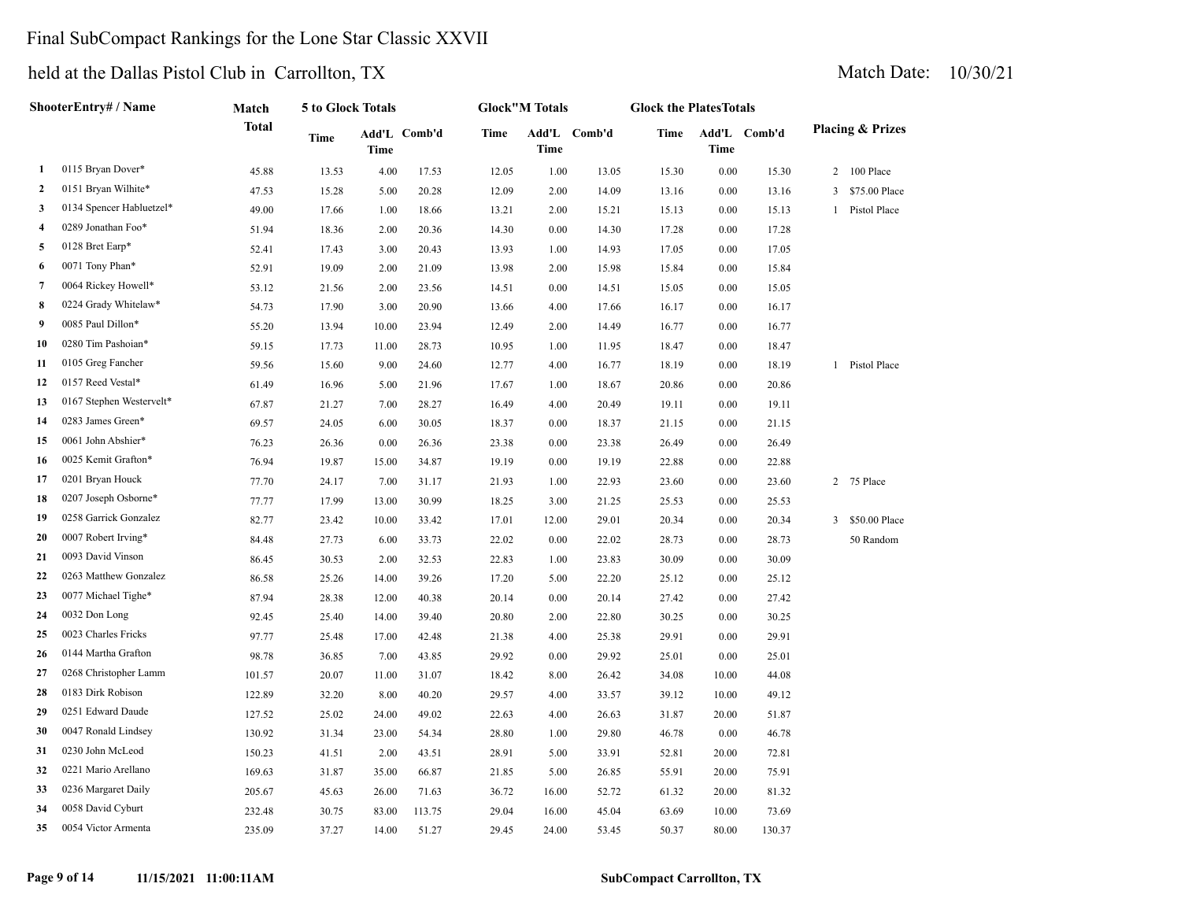# Final SubCompact Rankings for the Lone Star Classic XXVII

## held at the Dallas Pistol Club in Carrollton, TX

Match Date: 10/30/21

| | ShooterEntry# / Name | Match Total | 5 to Glock Totals | | | Glock"M Totals | | | Glock the PlatesTotals | | | Placing & Prizes |
|---|---|---|---|---|---|---|---|---|---|---|---|---|
| | | | Time | Add'L Time | Comb'd | Time | Add'L Time | Comb'd | Time | Add'L Time | Comb'd | |
| 1 | 0115 Bryan Dover* | 45.88 | 13.53 | 4.00 | 17.53 | 12.05 | 1.00 | 13.05 | 15.30 | 0.00 | 15.30 | 2 100 Place |
| 2 | 0151 Bryan Wilhite* | 47.53 | 15.28 | 5.00 | 20.28 | 12.09 | 2.00 | 14.09 | 13.16 | 0.00 | 13.16 | 3 $75.00 Place |
| 3 | 0134 Spencer Habluetzel* | 49.00 | 17.66 | 1.00 | 18.66 | 13.21 | 2.00 | 15.21 | 15.13 | 0.00 | 15.13 | 1 Pistol Place |
| 4 | 0289 Jonathan Foo* | 51.94 | 18.36 | 2.00 | 20.36 | 14.30 | 0.00 | 14.30 | 17.28 | 0.00 | 17.28 | |
| 5 | 0128 Bret Earp* | 52.41 | 17.43 | 3.00 | 20.43 | 13.93 | 1.00 | 14.93 | 17.05 | 0.00 | 17.05 | |
| 6 | 0071 Tony Phan* | 52.91 | 19.09 | 2.00 | 21.09 | 13.98 | 2.00 | 15.98 | 15.84 | 0.00 | 15.84 | |
| 7 | 0064 Rickey Howell* | 53.12 | 21.56 | 2.00 | 23.56 | 14.51 | 0.00 | 14.51 | 15.05 | 0.00 | 15.05 | |
| 8 | 0224 Grady Whitelaw* | 54.73 | 17.90 | 3.00 | 20.90 | 13.66 | 4.00 | 17.66 | 16.17 | 0.00 | 16.17 | |
| 9 | 0085 Paul Dillon* | 55.20 | 13.94 | 10.00 | 23.94 | 12.49 | 2.00 | 14.49 | 16.77 | 0.00 | 16.77 | |
| 10 | 0280 Tim Pashoian* | 59.15 | 17.73 | 11.00 | 28.73 | 10.95 | 1.00 | 11.95 | 18.47 | 0.00 | 18.47 | |
| 11 | 0105 Greg Fancher | 59.56 | 15.60 | 9.00 | 24.60 | 12.77 | 4.00 | 16.77 | 18.19 | 0.00 | 18.19 | 1 Pistol Place |
| 12 | 0157 Reed Vestal* | 61.49 | 16.96 | 5.00 | 21.96 | 17.67 | 1.00 | 18.67 | 20.86 | 0.00 | 20.86 | |
| 13 | 0167 Stephen Westervelt* | 67.87 | 21.27 | 7.00 | 28.27 | 16.49 | 4.00 | 20.49 | 19.11 | 0.00 | 19.11 | |
| 14 | 0283 James Green* | 69.57 | 24.05 | 6.00 | 30.05 | 18.37 | 0.00 | 18.37 | 21.15 | 0.00 | 21.15 | |
| 15 | 0061 John Abshier* | 76.23 | 26.36 | 0.00 | 26.36 | 23.38 | 0.00 | 23.38 | 26.49 | 0.00 | 26.49 | |
| 16 | 0025 Kemit Grafton* | 76.94 | 19.87 | 15.00 | 34.87 | 19.19 | 0.00 | 19.19 | 22.88 | 0.00 | 22.88 | |
| 17 | 0201 Bryan Houck | 77.70 | 24.17 | 7.00 | 31.17 | 21.93 | 1.00 | 22.93 | 23.60 | 0.00 | 23.60 | 2 75 Place |
| 18 | 0207 Joseph Osborne* | 77.77 | 17.99 | 13.00 | 30.99 | 18.25 | 3.00 | 21.25 | 25.53 | 0.00 | 25.53 | |
| 19 | 0258 Garrick Gonzalez | 82.77 | 23.42 | 10.00 | 33.42 | 17.01 | 12.00 | 29.01 | 20.34 | 0.00 | 20.34 | 3 $50.00 Place |
| 20 | 0007 Robert Irving* | 84.48 | 27.73 | 6.00 | 33.73 | 22.02 | 0.00 | 22.02 | 28.73 | 0.00 | 28.73 | 50 Random |
| 21 | 0093 David Vinson | 86.45 | 30.53 | 2.00 | 32.53 | 22.83 | 1.00 | 23.83 | 30.09 | 0.00 | 30.09 | |
| 22 | 0263 Matthew Gonzalez | 86.58 | 25.26 | 14.00 | 39.26 | 17.20 | 5.00 | 22.20 | 25.12 | 0.00 | 25.12 | |
| 23 | 0077 Michael Tighe* | 87.94 | 28.38 | 12.00 | 40.38 | 20.14 | 0.00 | 20.14 | 27.42 | 0.00 | 27.42 | |
| 24 | 0032 Don Long | 92.45 | 25.40 | 14.00 | 39.40 | 20.80 | 2.00 | 22.80 | 30.25 | 0.00 | 30.25 | |
| 25 | 0023 Charles Fricks | 97.77 | 25.48 | 17.00 | 42.48 | 21.38 | 4.00 | 25.38 | 29.91 | 0.00 | 29.91 | |
| 26 | 0144 Martha Grafton | 98.78 | 36.85 | 7.00 | 43.85 | 29.92 | 0.00 | 29.92 | 25.01 | 0.00 | 25.01 | |
| 27 | 0268 Christopher Lamm | 101.57 | 20.07 | 11.00 | 31.07 | 18.42 | 8.00 | 26.42 | 34.08 | 10.00 | 44.08 | |
| 28 | 0183 Dirk Robison | 122.89 | 32.20 | 8.00 | 40.20 | 29.57 | 4.00 | 33.57 | 39.12 | 10.00 | 49.12 | |
| 29 | 0251 Edward Daude | 127.52 | 25.02 | 24.00 | 49.02 | 22.63 | 4.00 | 26.63 | 31.87 | 20.00 | 51.87 | |
| 30 | 0047 Ronald Lindsey | 130.92 | 31.34 | 23.00 | 54.34 | 28.80 | 1.00 | 29.80 | 46.78 | 0.00 | 46.78 | |
| 31 | 0230 John McLeod | 150.23 | 41.51 | 2.00 | 43.51 | 28.91 | 5.00 | 33.91 | 52.81 | 20.00 | 72.81 | |
| 32 | 0221 Mario Arellano | 169.63 | 31.87 | 35.00 | 66.87 | 21.85 | 5.00 | 26.85 | 55.91 | 20.00 | 75.91 | |
| 33 | 0236 Margaret Daily | 205.67 | 45.63 | 26.00 | 71.63 | 36.72 | 16.00 | 52.72 | 61.32 | 20.00 | 81.32 | |
| 34 | 0058 David Cyburt | 232.48 | 30.75 | 83.00 | 113.75 | 29.04 | 16.00 | 45.04 | 63.69 | 10.00 | 73.69 | |
| 35 | 0054 Victor Armenta | 235.09 | 37.27 | 14.00 | 51.27 | 29.45 | 24.00 | 53.45 | 50.37 | 80.00 | 130.37 | |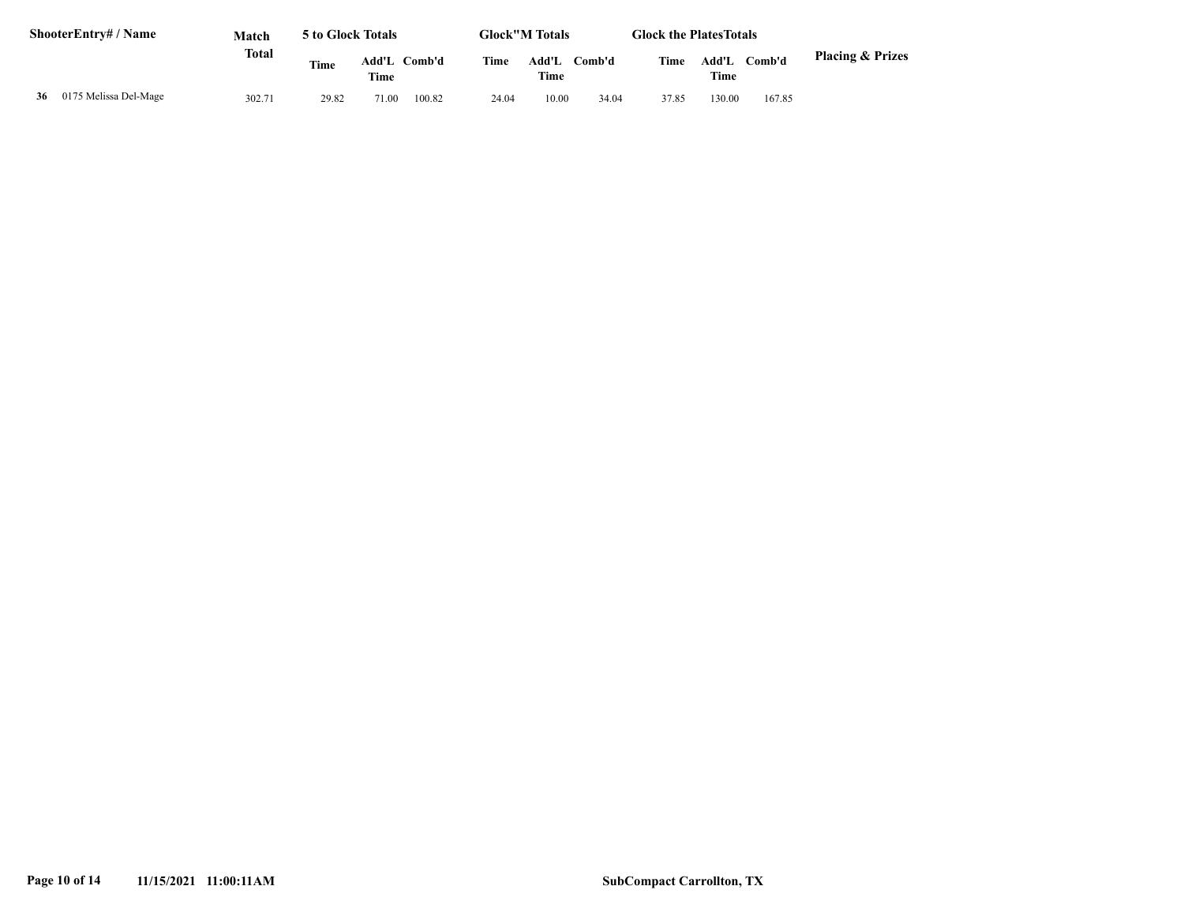| ShooterEntry# / Name | Match Total | 5 to Glock Totals | | | Glock"M Totals | | | Glock the PlatesTotals | | | Placing & Prizes |
|---|---|---|---|---|---|---|---|---|---|---|---|
| | | Time | Add'L Time | Comb'd | Time | Add'L Time | Comb'd | Time | Add'L Time | Comb'd | |
| **36** 0175 Melissa Del-Mage | 302.71 | 29.82 | 71.00 | 100.82 | 24.04 | 10.00 | 34.04 | 37.85 | 130.00 | 167.85 | |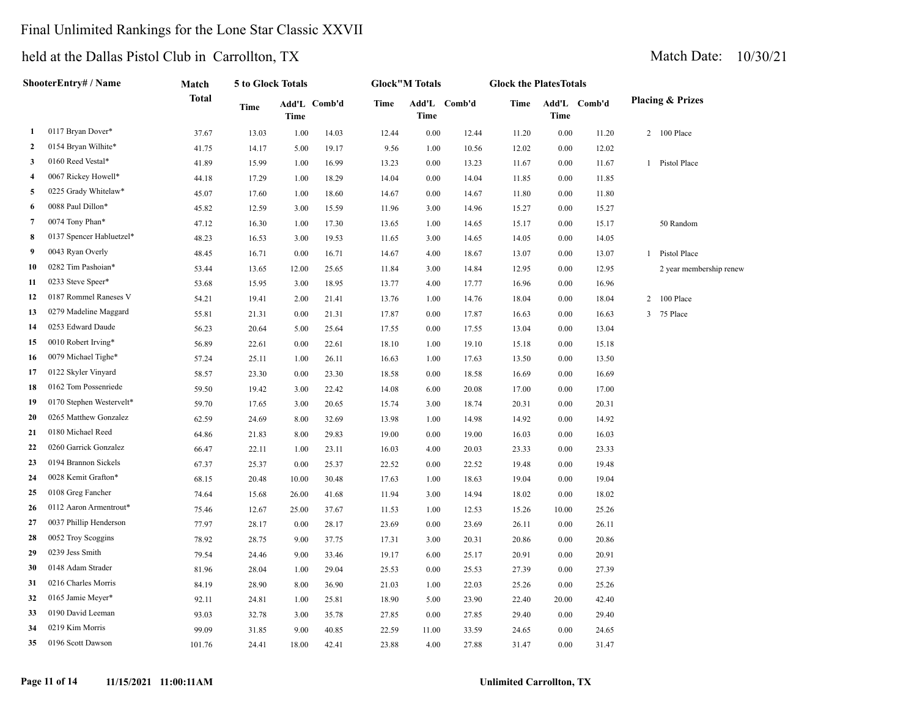# Final Unlimited Rankings for the Lone Star Classic XXVII

## held at the Dallas Pistol Club in Carrollton, TX

Match Date: 10/30/21

| | ShooterEntry# / Name | Match Total | 5 to Glock Totals | | | Glock"M Totals | | | Glock the PlatesTotals | | | Placing & Prizes | |
|---|---|---|---|---|---|---|---|---|---|---|---|---|---|
| | | | Time | Add'L Time | Comb'd | Time | Add'L Time | Comb'd | Time | Add'L Time | Comb'd | | |
| 1 | 0117 Bryan Dover* | 37.67 | 13.03 | 1.00 | 14.03 | 12.44 | 0.00 | 12.44 | 11.20 | 0.00 | 11.20 | 2 | 100 Place |
| 2 | 0154 Bryan Wilhite* | 41.75 | 14.17 | 5.00 | 19.17 | 9.56 | 1.00 | 10.56 | 12.02 | 0.00 | 12.02 | | |
| 3 | 0160 Reed Vestal* | 41.89 | 15.99 | 1.00 | 16.99 | 13.23 | 0.00 | 13.23 | 11.67 | 0.00 | 11.67 | 1 | Pistol Place |
| 4 | 0067 Rickey Howell* | 44.18 | 17.29 | 1.00 | 18.29 | 14.04 | 0.00 | 14.04 | 11.85 | 0.00 | 11.85 | | |
| 5 | 0225 Grady Whitelaw* | 45.07 | 17.60 | 1.00 | 18.60 | 14.67 | 0.00 | 14.67 | 11.80 | 0.00 | 11.80 | | |
| 6 | 0088 Paul Dillon* | 45.82 | 12.59 | 3.00 | 15.59 | 11.96 | 3.00 | 14.96 | 15.27 | 0.00 | 15.27 | | |
| 7 | 0074 Tony Phan* | 47.12 | 16.30 | 1.00 | 17.30 | 13.65 | 1.00 | 14.65 | 15.17 | 0.00 | 15.17 | | 50 Random |
| 8 | 0137 Spencer Habluetzel* | 48.23 | 16.53 | 3.00 | 19.53 | 11.65 | 3.00 | 14.65 | 14.05 | 0.00 | 14.05 | | |
| 9 | 0043 Ryan Overly | 48.45 | 16.71 | 0.00 | 16.71 | 14.67 | 4.00 | 18.67 | 13.07 | 0.00 | 13.07 | 1 | Pistol Place |
| 10 | 0282 Tim Pashoian* | 53.44 | 13.65 | 12.00 | 25.65 | 11.84 | 3.00 | 14.84 | 12.95 | 0.00 | 12.95 | | 2 year membership renew |
| 11 | 0233 Steve Speer* | 53.68 | 15.95 | 3.00 | 18.95 | 13.77 | 4.00 | 17.77 | 16.96 | 0.00 | 16.96 | | |
| 12 | 0187 Rommel Raneses V | 54.21 | 19.41 | 2.00 | 21.41 | 13.76 | 1.00 | 14.76 | 18.04 | 0.00 | 18.04 | 2 | 100 Place |
| 13 | 0279 Madeline Maggard | 55.81 | 21.31 | 0.00 | 21.31 | 17.87 | 0.00 | 17.87 | 16.63 | 0.00 | 16.63 | 3 | 75 Place |
| 14 | 0253 Edward Daude | 56.23 | 20.64 | 5.00 | 25.64 | 17.55 | 0.00 | 17.55 | 13.04 | 0.00 | 13.04 | | |
| 15 | 0010 Robert Irving* | 56.89 | 22.61 | 0.00 | 22.61 | 18.10 | 1.00 | 19.10 | 15.18 | 0.00 | 15.18 | | |
| 16 | 0079 Michael Tighe* | 57.24 | 25.11 | 1.00 | 26.11 | 16.63 | 1.00 | 17.63 | 13.50 | 0.00 | 13.50 | | |
| 17 | 0122 Skyler Vinyard | 58.57 | 23.30 | 0.00 | 23.30 | 18.58 | 0.00 | 18.58 | 16.69 | 0.00 | 16.69 | | |
| 18 | 0162 Tom Possenriede | 59.50 | 19.42 | 3.00 | 22.42 | 14.08 | 6.00 | 20.08 | 17.00 | 0.00 | 17.00 | | |
| 19 | 0170 Stephen Westervelt* | 59.70 | 17.65 | 3.00 | 20.65 | 15.74 | 3.00 | 18.74 | 20.31 | 0.00 | 20.31 | | |
| 20 | 0265 Matthew Gonzalez | 62.59 | 24.69 | 8.00 | 32.69 | 13.98 | 1.00 | 14.98 | 14.92 | 0.00 | 14.92 | | |
| 21 | 0180 Michael Reed | 64.86 | 21.83 | 8.00 | 29.83 | 19.00 | 0.00 | 19.00 | 16.03 | 0.00 | 16.03 | | |
| 22 | 0260 Garrick Gonzalez | 66.47 | 22.11 | 1.00 | 23.11 | 16.03 | 4.00 | 20.03 | 23.33 | 0.00 | 23.33 | | |
| 23 | 0194 Brannon Sickels | 67.37 | 25.37 | 0.00 | 25.37 | 22.52 | 0.00 | 22.52 | 19.48 | 0.00 | 19.48 | | |
| 24 | 0028 Kemit Grafton* | 68.15 | 20.48 | 10.00 | 30.48 | 17.63 | 1.00 | 18.63 | 19.04 | 0.00 | 19.04 | | |
| 25 | 0108 Greg Fancher | 74.64 | 15.68 | 26.00 | 41.68 | 11.94 | 3.00 | 14.94 | 18.02 | 0.00 | 18.02 | | |
| 26 | 0112 Aaron Armentrout* | 75.46 | 12.67 | 25.00 | 37.67 | 11.53 | 1.00 | 12.53 | 15.26 | 10.00 | 25.26 | | |
| 27 | 0037 Phillip Henderson | 77.97 | 28.17 | 0.00 | 28.17 | 23.69 | 0.00 | 23.69 | 26.11 | 0.00 | 26.11 | | |
| 28 | 0052 Troy Scoggins | 78.92 | 28.75 | 9.00 | 37.75 | 17.31 | 3.00 | 20.31 | 20.86 | 0.00 | 20.86 | | |
| 29 | 0239 Jess Smith | 79.54 | 24.46 | 9.00 | 33.46 | 19.17 | 6.00 | 25.17 | 20.91 | 0.00 | 20.91 | | |
| 30 | 0148 Adam Strader | 81.96 | 28.04 | 1.00 | 29.04 | 25.53 | 0.00 | 25.53 | 27.39 | 0.00 | 27.39 | | |
| 31 | 0216 Charles Morris | 84.19 | 28.90 | 8.00 | 36.90 | 21.03 | 1.00 | 22.03 | 25.26 | 0.00 | 25.26 | | |
| 32 | 0165 Jamie Meyer* | 92.11 | 24.81 | 1.00 | 25.81 | 18.90 | 5.00 | 23.90 | 22.40 | 20.00 | 42.40 | | |
| 33 | 0190 David Leeman | 93.03 | 32.78 | 3.00 | 35.78 | 27.85 | 0.00 | 27.85 | 29.40 | 0.00 | 29.40 | | |
| 34 | 0219 Kim Morris | 99.09 | 31.85 | 9.00 | 40.85 | 22.59 | 11.00 | 33.59 | 24.65 | 0.00 | 24.65 | | |
| 35 | 0196 Scott Dawson | 101.76 | 24.41 | 18.00 | 42.41 | 23.88 | 4.00 | 27.88 | 31.47 | 0.00 | 31.47 | | |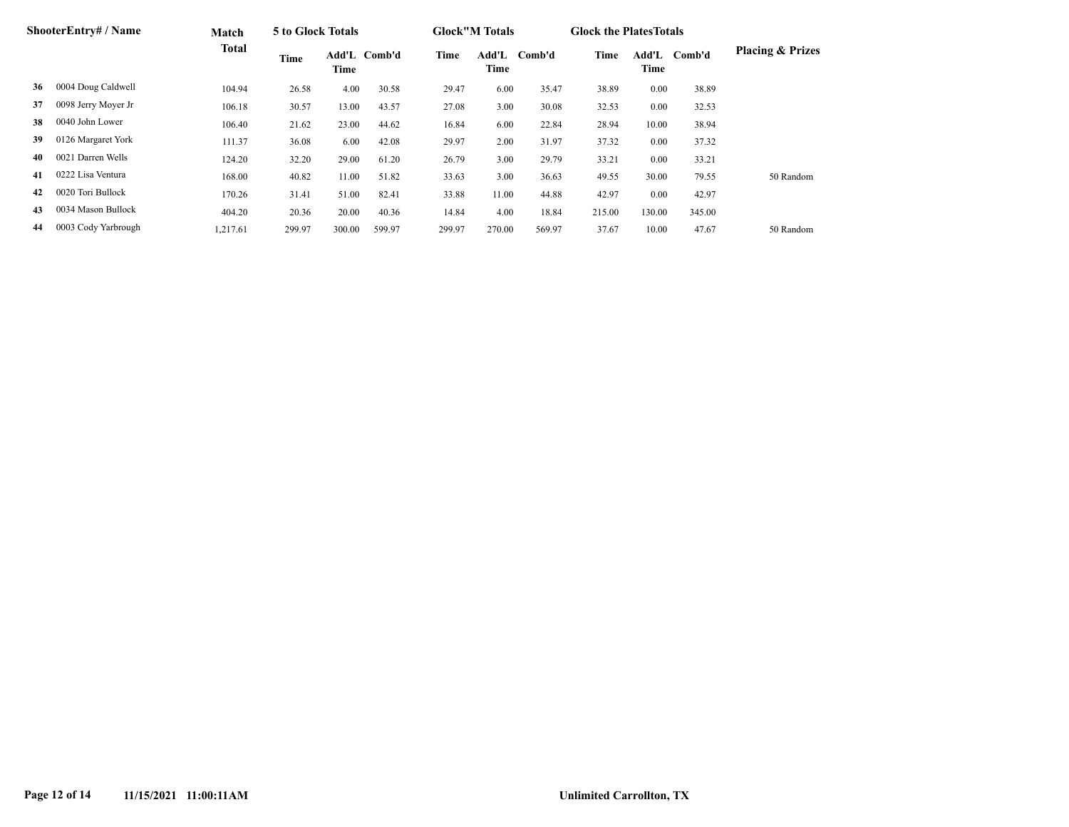| ShooterEntry# / Name | | Match Total | 5 to Glock Totals | | | Glock"M Totals | | | Glock the PlatesTotals | | | Placing & Prizes |
|---|---|---|---|---|---|---|---|---|---|---|---|---|
| | | | Time | Add'L Time | Comb'd | Time | Add'L Time | Comb'd | Time | Add'L Time | Comb'd | |
| 36 | 0004 Doug Caldwell | 104.94 | 26.58 | 4.00 | 30.58 | 29.47 | 6.00 | 35.47 | 38.89 | 0.00 | 38.89 | |
| 37 | 0098 Jerry Moyer Jr | 106.18 | 30.57 | 13.00 | 43.57 | 27.08 | 3.00 | 30.08 | 32.53 | 0.00 | 32.53 | |
| 38 | 0040 John Lower | 106.40 | 21.62 | 23.00 | 44.62 | 16.84 | 6.00 | 22.84 | 28.94 | 10.00 | 38.94 | |
| 39 | 0126 Margaret York | 111.37 | 36.08 | 6.00 | 42.08 | 29.97 | 2.00 | 31.97 | 37.32 | 0.00 | 37.32 | |
| 40 | 0021 Darren Wells | 124.20 | 32.20 | 29.00 | 61.20 | 26.79 | 3.00 | 29.79 | 33.21 | 0.00 | 33.21 | |
| 41 | 0222 Lisa Ventura | 168.00 | 40.82 | 11.00 | 51.82 | 33.63 | 3.00 | 36.63 | 49.55 | 30.00 | 79.55 | 50 Random |
| 42 | 0020 Tori Bullock | 170.26 | 31.41 | 51.00 | 82.41 | 33.88 | 11.00 | 44.88 | 42.97 | 0.00 | 42.97 | |
| 43 | 0034 Mason Bullock | 404.20 | 20.36 | 20.00 | 40.36 | 14.84 | 4.00 | 18.84 | 215.00 | 130.00 | 345.00 | |
| 44 | 0003 Cody Yarbrough | 1,217.61 | 299.97 | 300.00 | 599.97 | 299.97 | 270.00 | 569.97 | 37.67 | 10.00 | 47.67 | 50 Random |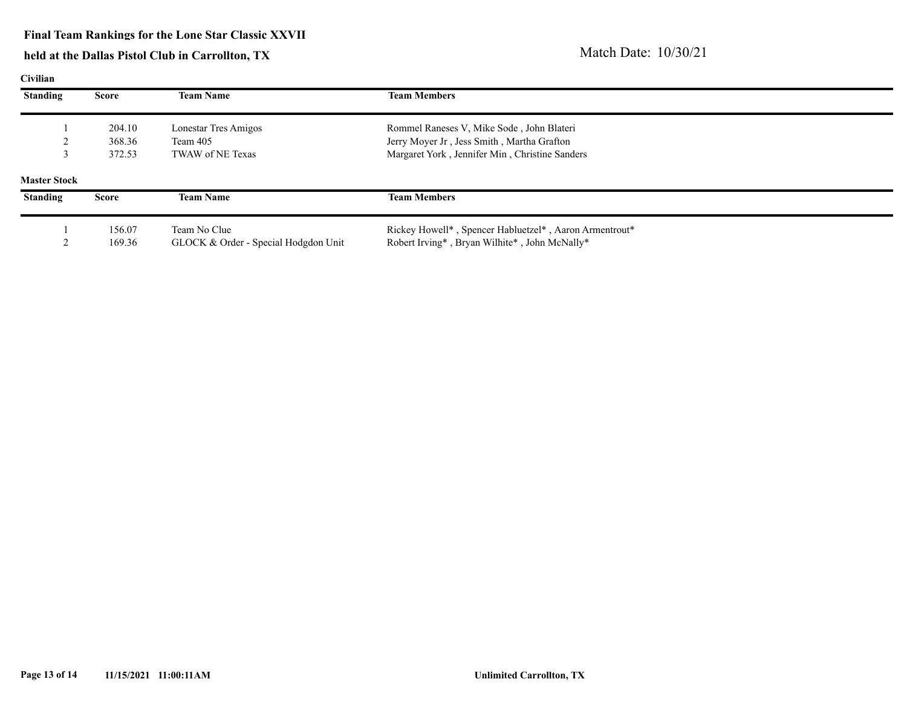**Final Team Rankings for the Lone Star Classic XXVII**

**held at the Dallas Pistol Club in Carrollton, TX**

Match Date: 10/30/21

**Civilian**

| Standing | Score | Team Name | Team Members |
|---|---|---|---|
| 1 | 204.10 | Lonestar Tres Amigos | Rommel Raneses V, Mike Sode , John Blateri |
| 2 | 368.36 | Team 405 | Jerry Moyer Jr , Jess Smith , Martha Grafton |
| 3 | 372.53 | TWAW of NE Texas | Margaret York , Jennifer Min , Christine Sanders |

**Master Stock**

| Standing | Score | Team Name | Team Members |
|---|---|---|---|
| 1 | 156.07 | Team No Clue | Rickey Howell* , Spencer Habluetzel* , Aaron Armentrout* |
| 2 | 169.36 | GLOCK & Order - Special Hodgdon Unit | Robert Irving* , Bryan Wilhite* , John McNally* |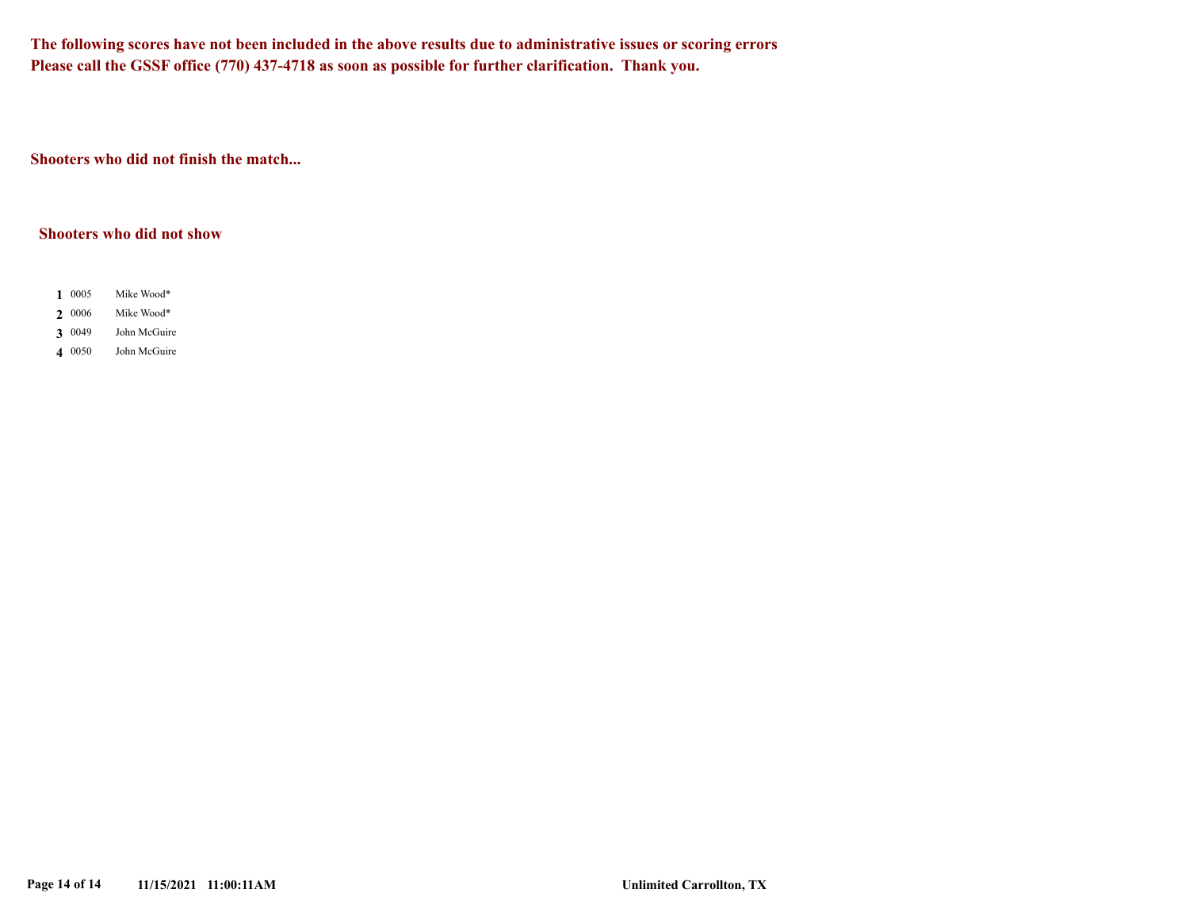**The following scores have not been included in the above results due to administrative issues or scoring errors**
**Please call the GSSF office (770) 437-4718 as soon as possible for further clarification. Thank you.**

**Shooters who did not finish the match...**

**Shooters who did not show**

| | | |
|---|---|---|
| **1** | 0005 | Mike Wood* |
| **2** | 0006 | Mike Wood* |
| **3** | 0049 | John McGuire |
| **4** | 0050 | John McGuire |